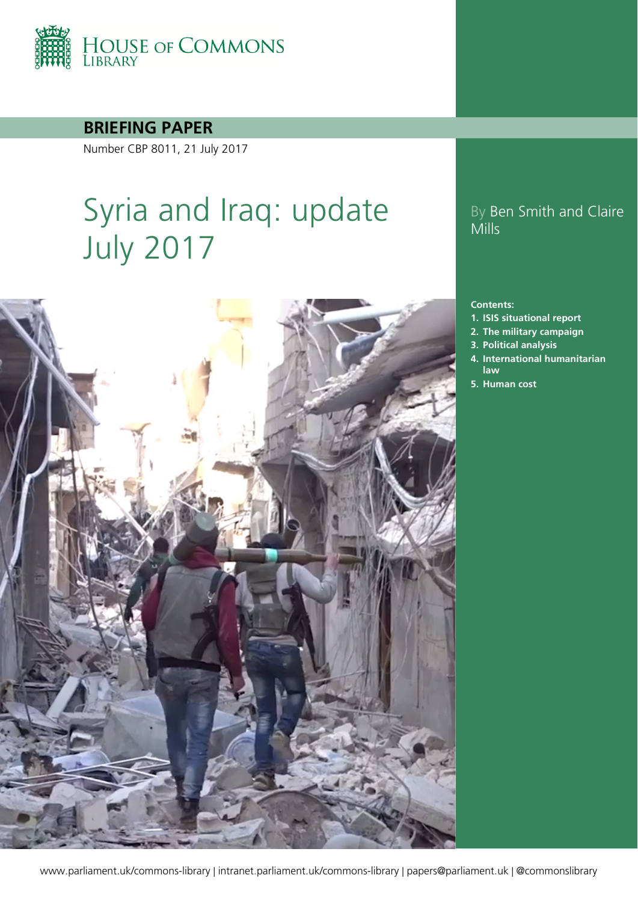HOUSE OF COMMONS LIBRARY

**BRIEFING PAPER**

Number CBP 8011, 21 July 2017

# Syria and Iraq: update July 2017

By Ben Smith and Claire Mills

**Contents:**

1. **ISIS situational report**
2. **The military campaign**
3. **Political analysis**
4. **International humanitarian law**
5. **Human cost**

www.parliament.uk/commons-library | intranet.parliament.uk/commons-library | papers@parliament.uk | @commonslibrary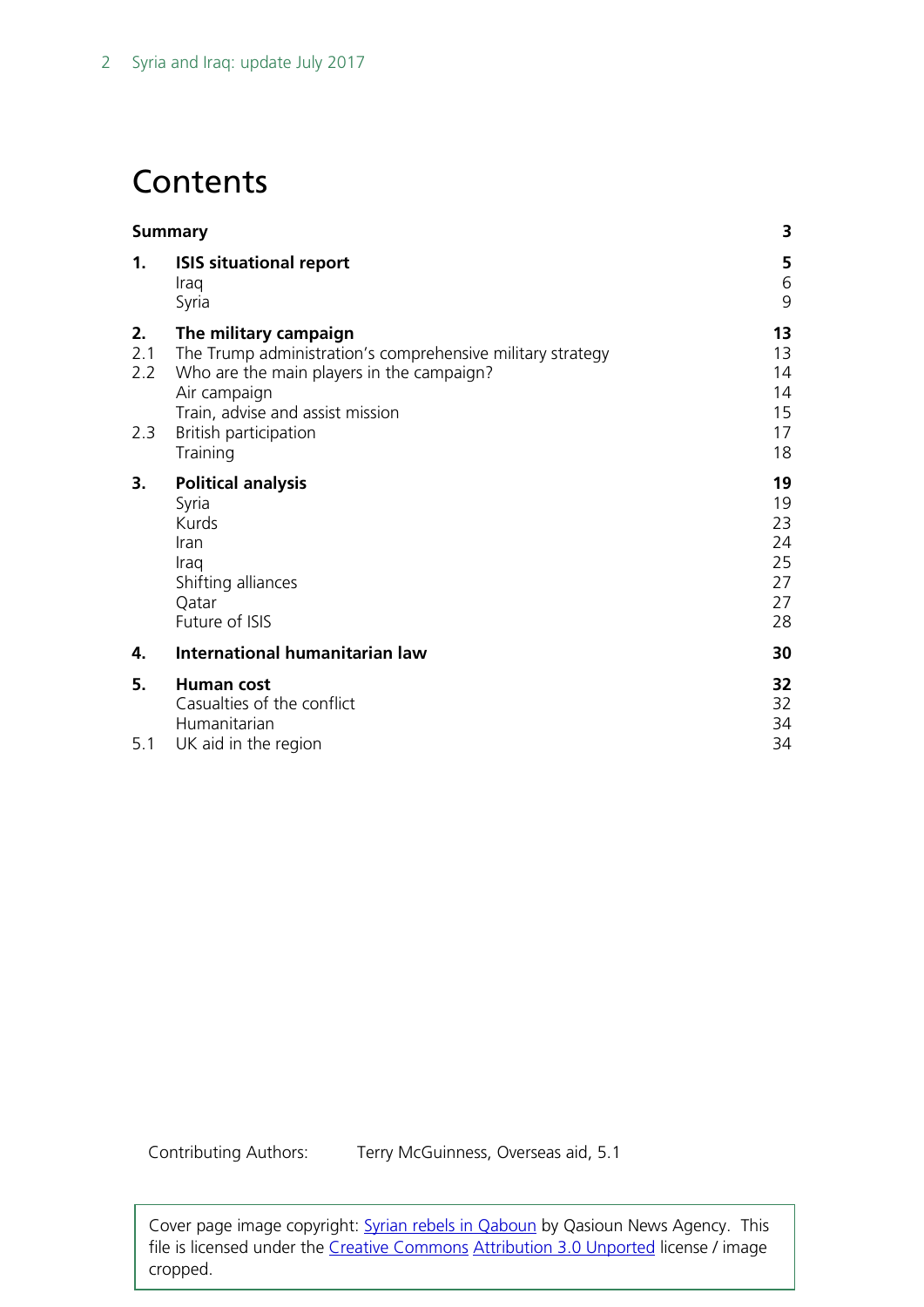# Contents

| | | |
|---|---|---|
| **Summary** | | **3** |
| **1.** | **ISIS situational report** | **5** |
| | Iraq | 6 |
| | Syria | 9 |
| **2.** | **The military campaign** | **13** |
| 2.1 | The Trump administration's comprehensive military strategy | 13 |
| 2.2 | Who are the main players in the campaign? | 14 |
| | Air campaign | 14 |
| | Train, advise and assist mission | 15 |
| 2.3 | British participation | 17 |
| | Training | 18 |
| **3.** | **Political analysis** | **19** |
| | Syria | 19 |
| | Kurds | 23 |
| | Iran | 24 |
| | Iraq | 25 |
| | Shifting alliances | 27 |
| | Qatar | 27 |
| | Future of ISIS | 28 |
| **4.** | **International humanitarian law** | **30** |
| **5.** | **Human cost** | **32** |
| | Casualties of the conflict | 32 |
| | Humanitarian | 34 |
| 5.1 | UK aid in the region | 34 |

Contributing Authors: Terry McGuinness, Overseas aid, 5.1

Cover page image copyright: Syrian rebels in Qaboun by Qasioun News Agency. This file is licensed under the Creative Commons Attribution 3.0 Unported license / image cropped.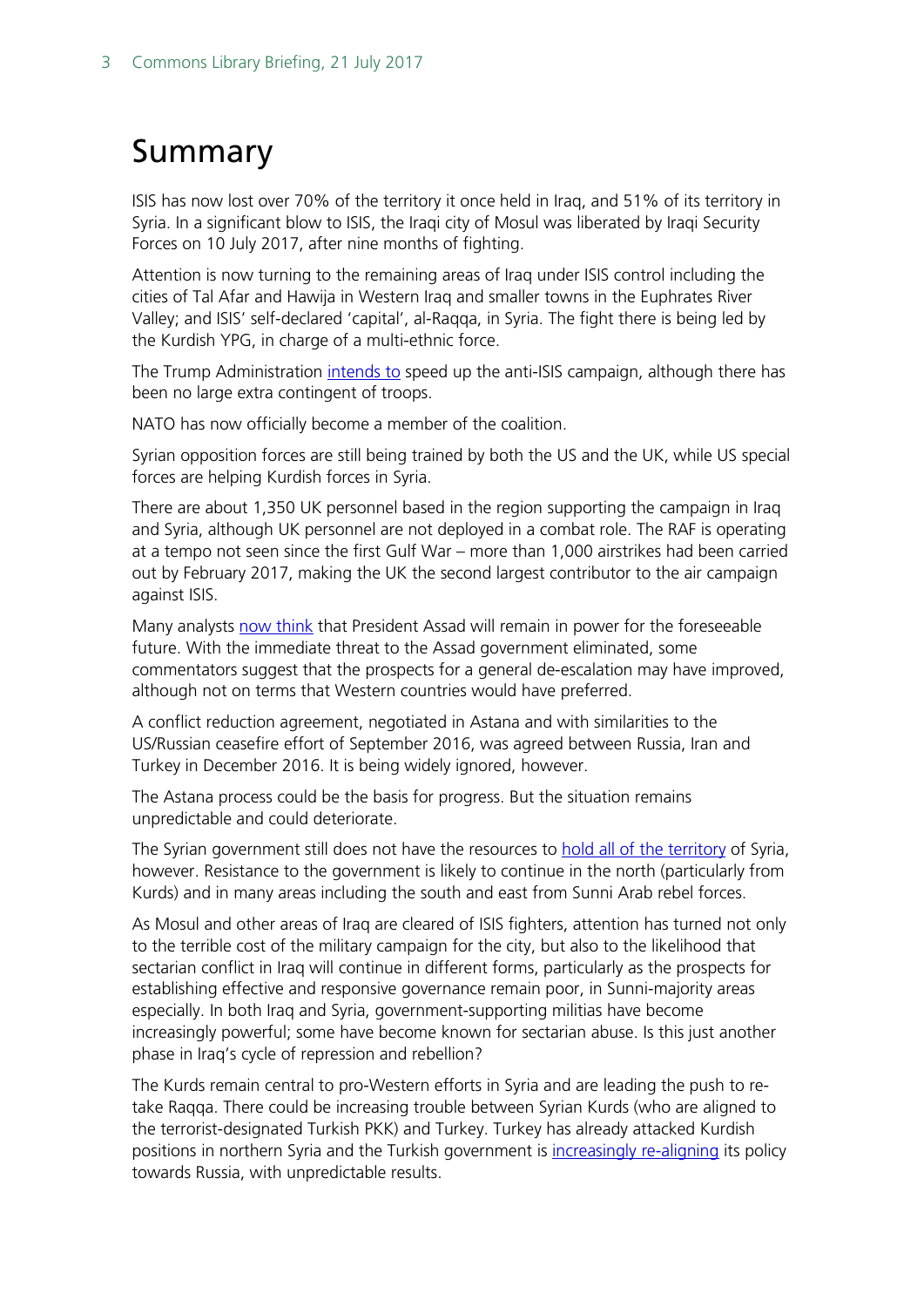# Summary

ISIS has now lost over 70% of the territory it once held in Iraq, and 51% of its territory in Syria. In a significant blow to ISIS, the Iraqi city of Mosul was liberated by Iraqi Security Forces on 10 July 2017, after nine months of fighting.

Attention is now turning to the remaining areas of Iraq under ISIS control including the cities of Tal Afar and Hawija in Western Iraq and smaller towns in the Euphrates River Valley; and ISIS' self-declared 'capital', al-Raqqa, in Syria. The fight there is being led by the Kurdish YPG, in charge of a multi-ethnic force.

The Trump Administration intends to speed up the anti-ISIS campaign, although there has been no large extra contingent of troops.

NATO has now officially become a member of the coalition.

Syrian opposition forces are still being trained by both the US and the UK, while US special forces are helping Kurdish forces in Syria.

There are about 1,350 UK personnel based in the region supporting the campaign in Iraq and Syria, although UK personnel are not deployed in a combat role. The RAF is operating at a tempo not seen since the first Gulf War – more than 1,000 airstrikes had been carried out by February 2017, making the UK the second largest contributor to the air campaign against ISIS.

Many analysts now think that President Assad will remain in power for the foreseeable future. With the immediate threat to the Assad government eliminated, some commentators suggest that the prospects for a general de-escalation may have improved, although not on terms that Western countries would have preferred.

A conflict reduction agreement, negotiated in Astana and with similarities to the US/Russian ceasefire effort of September 2016, was agreed between Russia, Iran and Turkey in December 2016. It is being widely ignored, however.

The Astana process could be the basis for progress. But the situation remains unpredictable and could deteriorate.

The Syrian government still does not have the resources to hold all of the territory of Syria, however. Resistance to the government is likely to continue in the north (particularly from Kurds) and in many areas including the south and east from Sunni Arab rebel forces.

As Mosul and other areas of Iraq are cleared of ISIS fighters, attention has turned not only to the terrible cost of the military campaign for the city, but also to the likelihood that sectarian conflict in Iraq will continue in different forms, particularly as the prospects for establishing effective and responsive governance remain poor, in Sunni-majority areas especially. In both Iraq and Syria, government-supporting militias have become increasingly powerful; some have become known for sectarian abuse. Is this just another phase in Iraq's cycle of repression and rebellion?

The Kurds remain central to pro-Western efforts in Syria and are leading the push to re-take Raqqa. There could be increasing trouble between Syrian Kurds (who are aligned to the terrorist-designated Turkish PKK) and Turkey. Turkey has already attacked Kurdish positions in northern Syria and the Turkish government is increasingly re-aligning its policy towards Russia, with unpredictable results.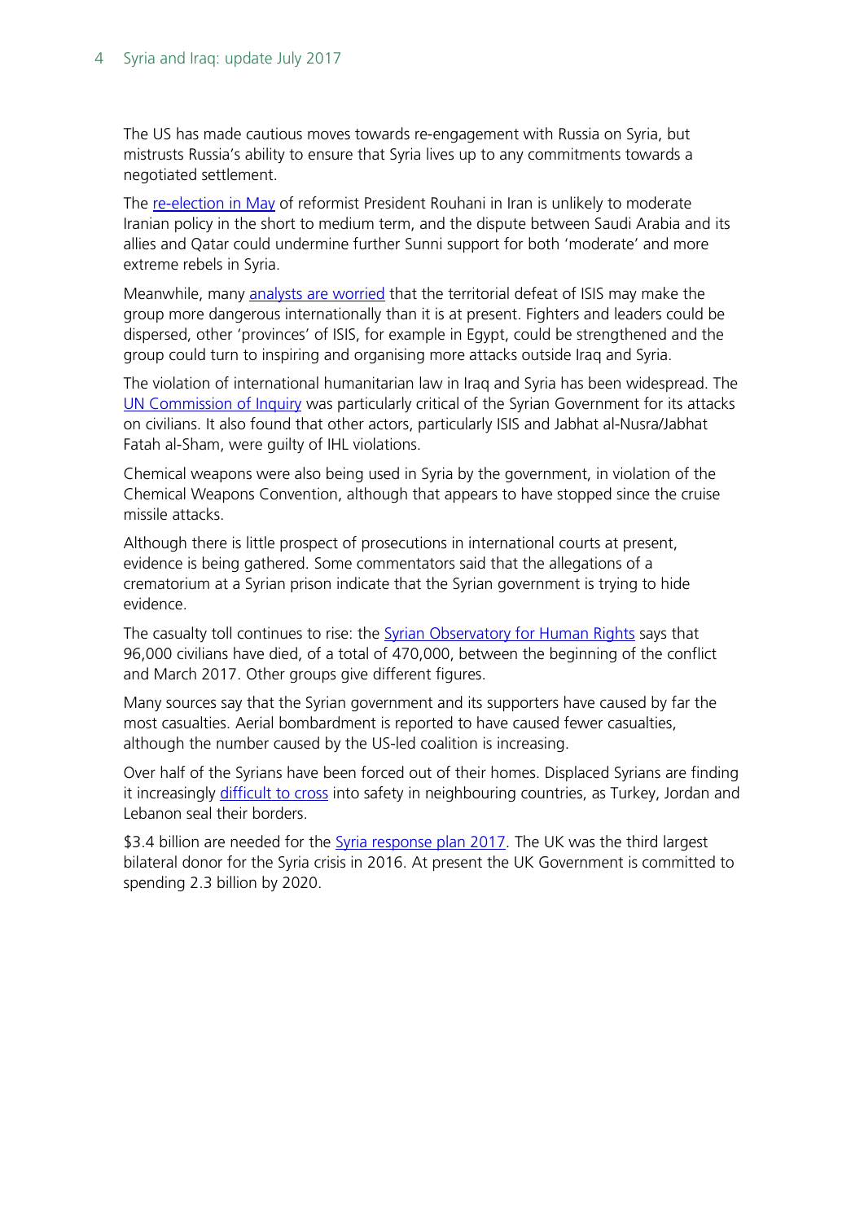The US has made cautious moves towards re-engagement with Russia on Syria, but mistrusts Russia's ability to ensure that Syria lives up to any commitments towards a negotiated settlement.

The re-election in May of reformist President Rouhani in Iran is unlikely to moderate Iranian policy in the short to medium term, and the dispute between Saudi Arabia and its allies and Qatar could undermine further Sunni support for both 'moderate' and more extreme rebels in Syria.

Meanwhile, many analysts are worried that the territorial defeat of ISIS may make the group more dangerous internationally than it is at present. Fighters and leaders could be dispersed, other 'provinces' of ISIS, for example in Egypt, could be strengthened and the group could turn to inspiring and organising more attacks outside Iraq and Syria.

The violation of international humanitarian law in Iraq and Syria has been widespread. The UN Commission of Inquiry was particularly critical of the Syrian Government for its attacks on civilians. It also found that other actors, particularly ISIS and Jabhat al-Nusra/Jabhat Fatah al-Sham, were guilty of IHL violations.

Chemical weapons were also being used in Syria by the government, in violation of the Chemical Weapons Convention, although that appears to have stopped since the cruise missile attacks.

Although there is little prospect of prosecutions in international courts at present, evidence is being gathered. Some commentators said that the allegations of a crematorium at a Syrian prison indicate that the Syrian government is trying to hide evidence.

The casualty toll continues to rise: the Syrian Observatory for Human Rights says that 96,000 civilians have died, of a total of 470,000, between the beginning of the conflict and March 2017. Other groups give different figures.

Many sources say that the Syrian government and its supporters have caused by far the most casualties. Aerial bombardment is reported to have caused fewer casualties, although the number caused by the US-led coalition is increasing.

Over half of the Syrians have been forced out of their homes. Displaced Syrians are finding it increasingly difficult to cross into safety in neighbouring countries, as Turkey, Jordan and Lebanon seal their borders.

$3.4 billion are needed for the Syria response plan 2017. The UK was the third largest bilateral donor for the Syria crisis in 2016. At present the UK Government is committed to spending 2.3 billion by 2020.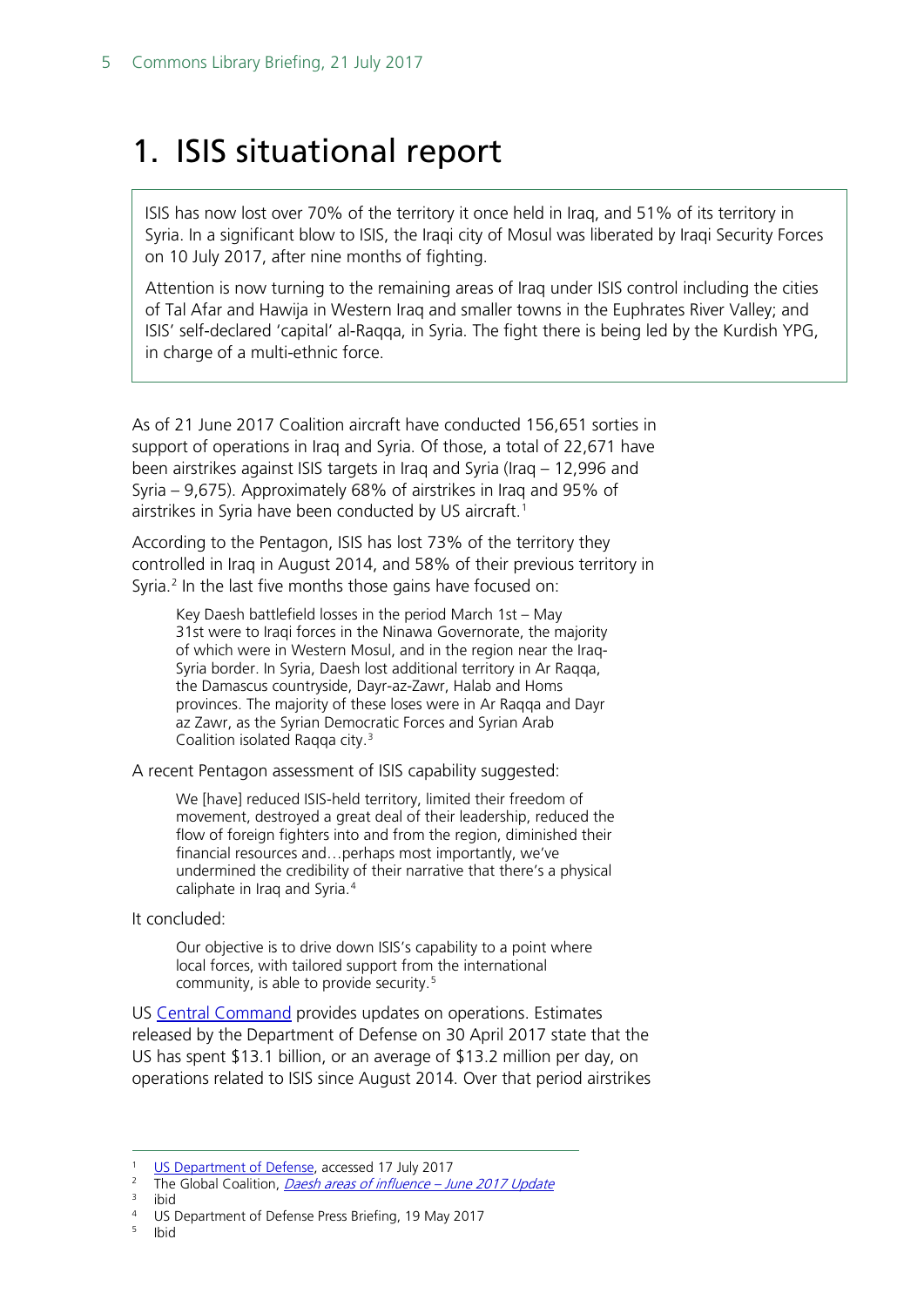# 1. ISIS situational report

> ISIS has now lost over 70% of the territory it once held in Iraq, and 51% of its territory in Syria. In a significant blow to ISIS, the Iraqi city of Mosul was liberated by Iraqi Security Forces on 10 July 2017, after nine months of fighting.
>
> Attention is now turning to the remaining areas of Iraq under ISIS control including the cities of Tal Afar and Hawija in Western Iraq and smaller towns in the Euphrates River Valley; and ISIS' self-declared 'capital' al-Raqqa, in Syria. The fight there is being led by the Kurdish YPG, in charge of a multi-ethnic force.

As of 21 June 2017 Coalition aircraft have conducted 156,651 sorties in support of operations in Iraq and Syria. Of those, a total of 22,671 have been airstrikes against ISIS targets in Iraq and Syria (Iraq – 12,996 and Syria – 9,675). Approximately 68% of airstrikes in Iraq and 95% of airstrikes in Syria have been conducted by US aircraft.[1]

According to the Pentagon, ISIS has lost 73% of the territory they controlled in Iraq in August 2014, and 58% of their previous territory in Syria.[2] In the last five months those gains have focused on:

> Key Daesh battlefield losses in the period March 1st – May 31st were to Iraqi forces in the Ninawa Governorate, the majority of which were in Western Mosul, and in the region near the Iraq-Syria border. In Syria, Daesh lost additional territory in Ar Raqqa, the Damascus countryside, Dayr-az-Zawr, Halab and Homs provinces. The majority of these loses were in Ar Raqqa and Dayr az Zawr, as the Syrian Democratic Forces and Syrian Arab Coalition isolated Raqqa city.[3]

A recent Pentagon assessment of ISIS capability suggested:

> We [have] reduced ISIS-held territory, limited their freedom of movement, destroyed a great deal of their leadership, reduced the flow of foreign fighters into and from the region, diminished their financial resources and…perhaps most importantly, we've undermined the credibility of their narrative that there's a physical caliphate in Iraq and Syria.[4]

It concluded:

> Our objective is to drive down ISIS's capability to a point where local forces, with tailored support from the international community, is able to provide security.[5]

US Central Command provides updates on operations. Estimates released by the Department of Defense on 30 April 2017 state that the US has spent $13.1 billion, or an average of $13.2 million per day, on operations related to ISIS since August 2014. Over that period airstrikes

---

[1] US Department of Defense, accessed 17 July 2017
[2] The Global Coalition, *Daesh areas of influence – June 2017 Update*
[3] ibid
[4] US Department of Defense Press Briefing, 19 May 2017
[5] Ibid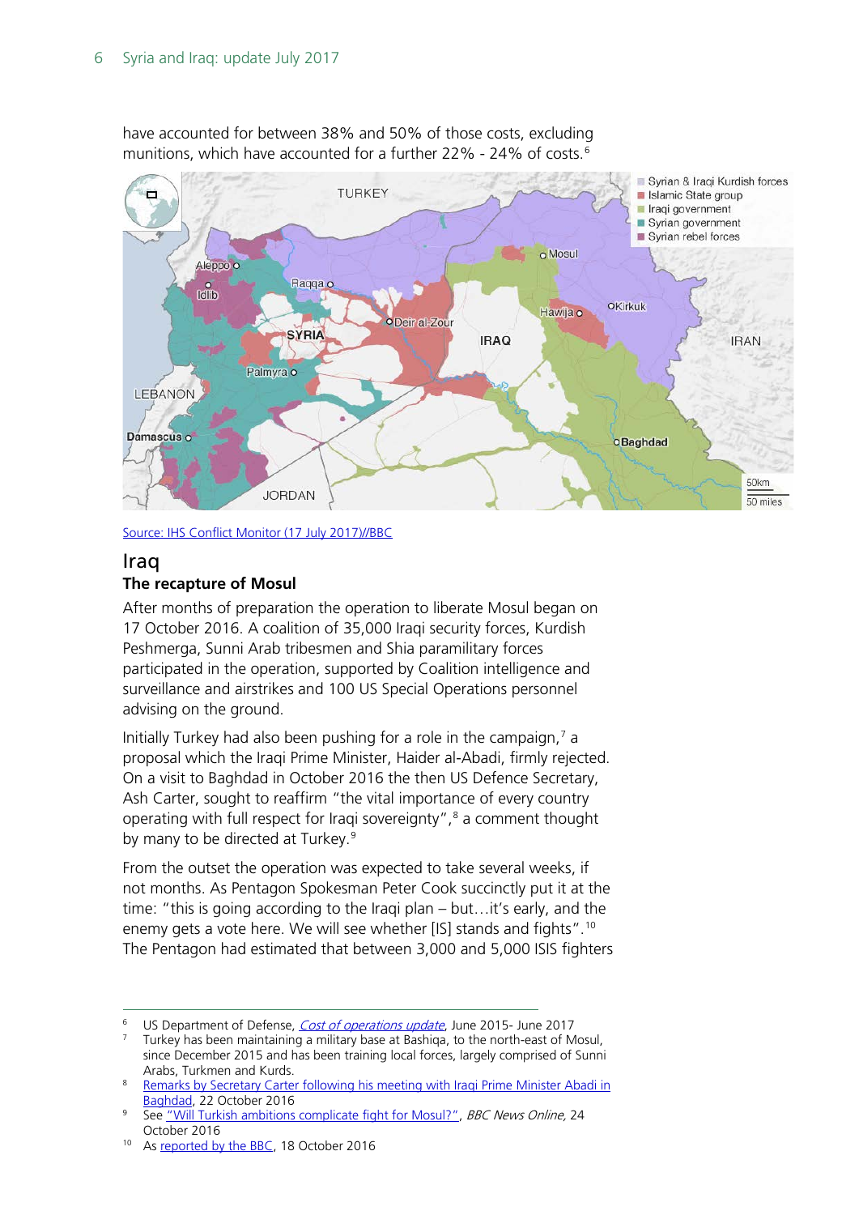have accounted for between 38% and 50% of those costs, excluding munitions, which have accounted for a further 22% - 24% of costs.[6]

Source: IHS Conflict Monitor (17 July 2017)//BBC

## Iraq

### The recapture of Mosul

After months of preparation the operation to liberate Mosul began on 17 October 2016. A coalition of 35,000 Iraqi security forces, Kurdish Peshmerga, Sunni Arab tribesmen and Shia paramilitary forces participated in the operation, supported by Coalition intelligence and surveillance and airstrikes and 100 US Special Operations personnel advising on the ground.

Initially Turkey had also been pushing for a role in the campaign,[7] a proposal which the Iraqi Prime Minister, Haider al-Abadi, firmly rejected. On a visit to Baghdad in October 2016 the then US Defence Secretary, Ash Carter, sought to reaffirm "the vital importance of every country operating with full respect for Iraqi sovereignty",[8] a comment thought by many to be directed at Turkey.[9]

From the outset the operation was expected to take several weeks, if not months. As Pentagon Spokesman Peter Cook succinctly put it at the time: "this is going according to the Iraqi plan – but…it's early, and the enemy gets a vote here. We will see whether [IS] stands and fights".[10] The Pentagon had estimated that between 3,000 and 5,000 ISIS fighters

---

[6] US Department of Defense, *Cost of operations update*, June 2015- June 2017

[7] Turkey has been maintaining a military base at Bashiqa, to the north-east of Mosul, since December 2015 and has been training local forces, largely comprised of Sunni Arabs, Turkmen and Kurds.

[8] Remarks by Secretary Carter following his meeting with Iraqi Prime Minister Abadi in Baghdad, 22 October 2016

[9] See "Will Turkish ambitions complicate fight for Mosul?", *BBC News Online*, 24 October 2016

[10] As reported by the BBC, 18 October 2016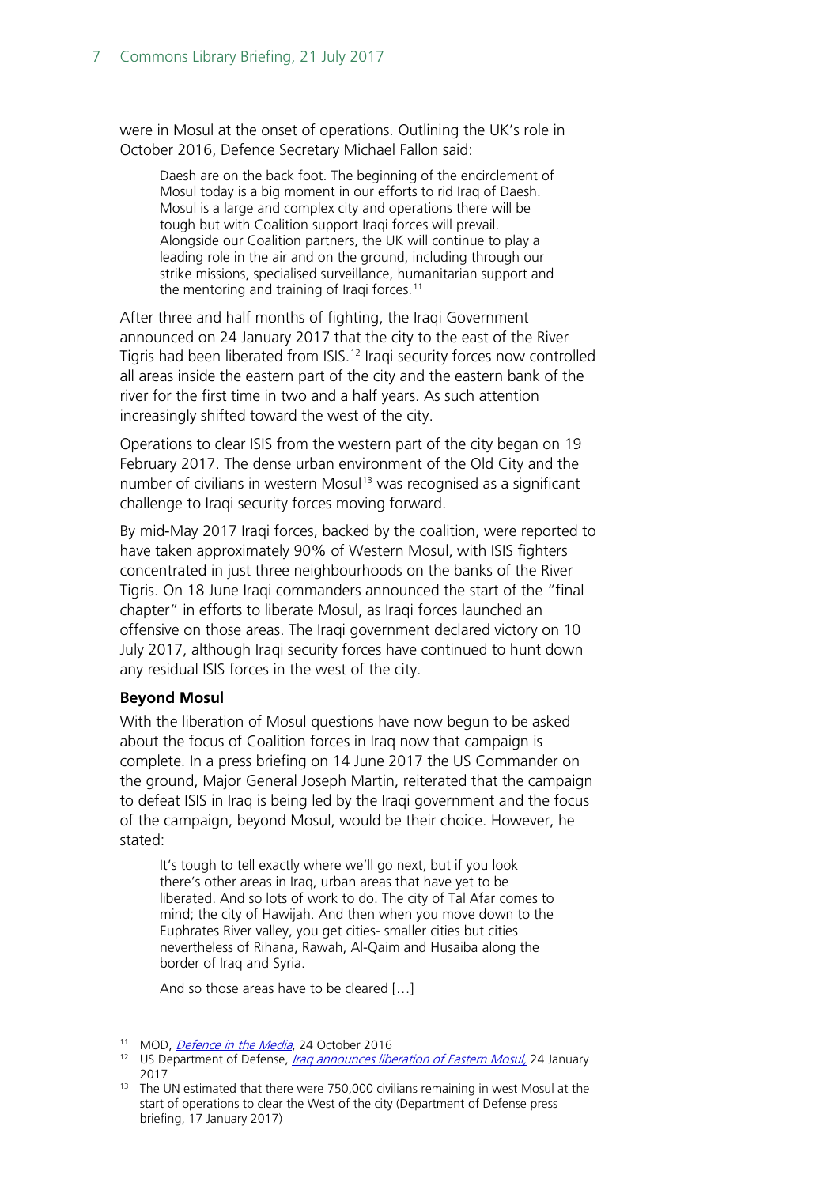were in Mosul at the onset of operations. Outlining the UK's role in October 2016, Defence Secretary Michael Fallon said:

> Daesh are on the back foot. The beginning of the encirclement of Mosul today is a big moment in our efforts to rid Iraq of Daesh. Mosul is a large and complex city and operations there will be tough but with Coalition support Iraqi forces will prevail. Alongside our Coalition partners, the UK will continue to play a leading role in the air and on the ground, including through our strike missions, specialised surveillance, humanitarian support and the mentoring and training of Iraqi forces.[11]

After three and half months of fighting, the Iraqi Government announced on 24 January 2017 that the city to the east of the River Tigris had been liberated from ISIS.[12] Iraqi security forces now controlled all areas inside the eastern part of the city and the eastern bank of the river for the first time in two and a half years. As such attention increasingly shifted toward the west of the city.

Operations to clear ISIS from the western part of the city began on 19 February 2017. The dense urban environment of the Old City and the number of civilians in western Mosul[13] was recognised as a significant challenge to Iraqi security forces moving forward.

By mid-May 2017 Iraqi forces, backed by the coalition, were reported to have taken approximately 90% of Western Mosul, with ISIS fighters concentrated in just three neighbourhoods on the banks of the River Tigris. On 18 June Iraqi commanders announced the start of the "final chapter" in efforts to liberate Mosul, as Iraqi forces launched an offensive on those areas. The Iraqi government declared victory on 10 July 2017, although Iraqi security forces have continued to hunt down any residual ISIS forces in the west of the city.

**Beyond Mosul**

With the liberation of Mosul questions have now begun to be asked about the focus of Coalition forces in Iraq now that campaign is complete. In a press briefing on 14 June 2017 the US Commander on the ground, Major General Joseph Martin, reiterated that the campaign to defeat ISIS in Iraq is being led by the Iraqi government and the focus of the campaign, beyond Mosul, would be their choice. However, he stated:

> It's tough to tell exactly where we'll go next, but if you look there's other areas in Iraq, urban areas that have yet to be liberated. And so lots of work to do. The city of Tal Afar comes to mind; the city of Hawijah. And then when you move down to the Euphrates River valley, you get cities- smaller cities but cities nevertheless of Rihana, Rawah, Al-Qaim and Husaiba along the border of Iraq and Syria.
>
> And so those areas have to be cleared […]

---

[11] MOD, *Defence in the Media*, 24 October 2016

[12] US Department of Defense, *Iraq announces liberation of Eastern Mosul*, 24 January 2017

[13] The UN estimated that there were 750,000 civilians remaining in west Mosul at the start of operations to clear the West of the city (Department of Defense press briefing, 17 January 2017)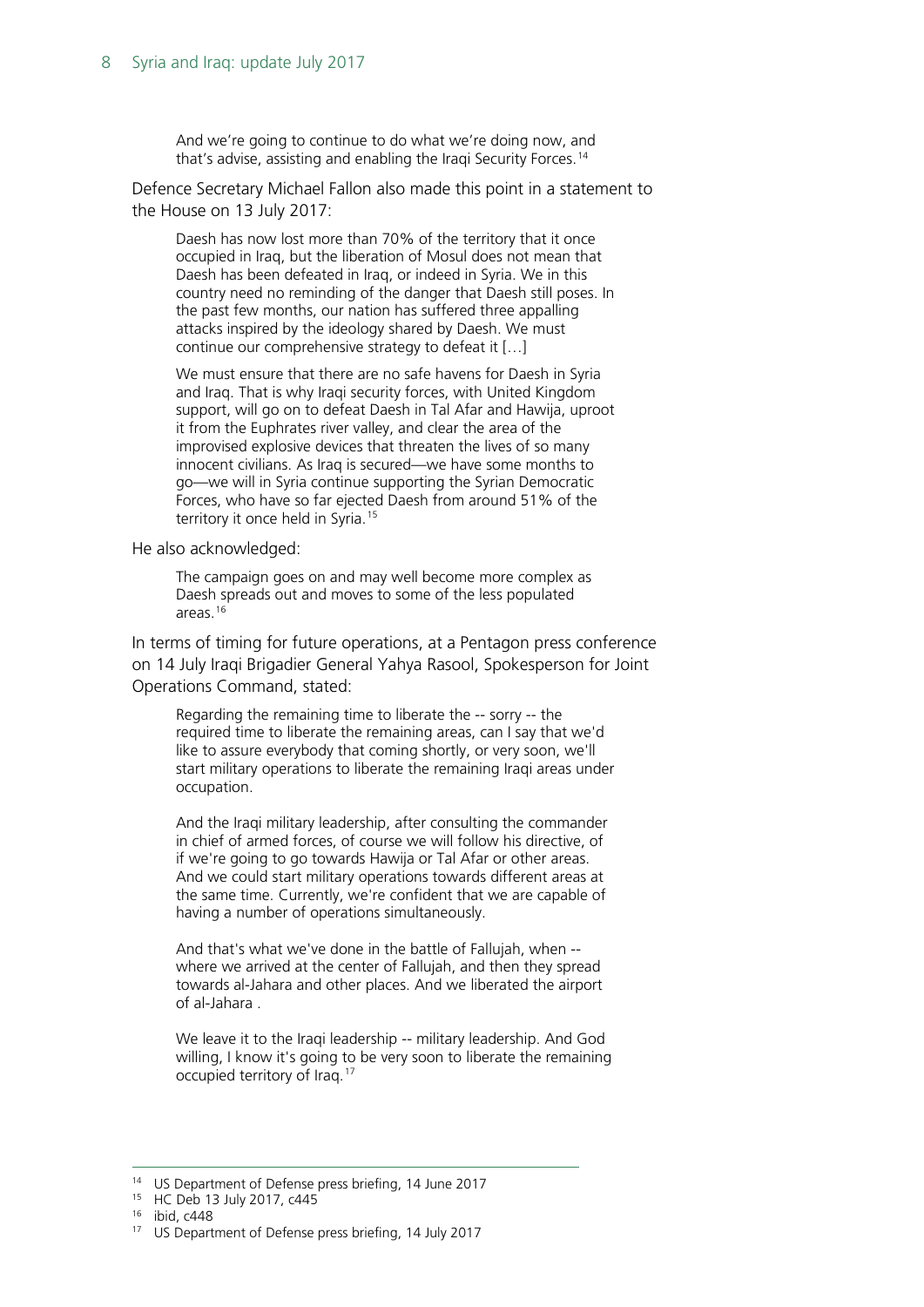> And we're going to continue to do what we're doing now, and that's advise, assisting and enabling the Iraqi Security Forces.[14]

Defence Secretary Michael Fallon also made this point in a statement to the House on 13 July 2017:

> Daesh has now lost more than 70% of the territory that it once occupied in Iraq, but the liberation of Mosul does not mean that Daesh has been defeated in Iraq, or indeed in Syria. We in this country need no reminding of the danger that Daesh still poses. In the past few months, our nation has suffered three appalling attacks inspired by the ideology shared by Daesh. We must continue our comprehensive strategy to defeat it […]
>
> We must ensure that there are no safe havens for Daesh in Syria and Iraq. That is why Iraqi security forces, with United Kingdom support, will go on to defeat Daesh in Tal Afar and Hawija, uproot it from the Euphrates river valley, and clear the area of the improvised explosive devices that threaten the lives of so many innocent civilians. As Iraq is secured—we have some months to go—we will in Syria continue supporting the Syrian Democratic Forces, who have so far ejected Daesh from around 51% of the territory it once held in Syria.[15]

He also acknowledged:

> The campaign goes on and may well become more complex as Daesh spreads out and moves to some of the less populated areas.[16]

In terms of timing for future operations, at a Pentagon press conference on 14 July Iraqi Brigadier General Yahya Rasool, Spokesperson for Joint Operations Command, stated:

> Regarding the remaining time to liberate the -- sorry -- the required time to liberate the remaining areas, can I say that we'd like to assure everybody that coming shortly, or very soon, we'll start military operations to liberate the remaining Iraqi areas under occupation.
>
> And the Iraqi military leadership, after consulting the commander in chief of armed forces, of course we will follow his directive, of if we're going to go towards Hawija or Tal Afar or other areas. And we could start military operations towards different areas at the same time. Currently, we're confident that we are capable of having a number of operations simultaneously.
>
> And that's what we've done in the battle of Fallujah, when -- where we arrived at the center of Fallujah, and then they spread towards al-Jahara and other places. And we liberated the airport of al-Jahara .
>
> We leave it to the Iraqi leadership -- military leadership. And God willing, I know it's going to be very soon to liberate the remaining occupied territory of Iraq.[17]

---

[14] US Department of Defense press briefing, 14 June 2017

[15] HC Deb 13 July 2017, c445

[16] ibid, c448

[17] US Department of Defense press briefing, 14 July 2017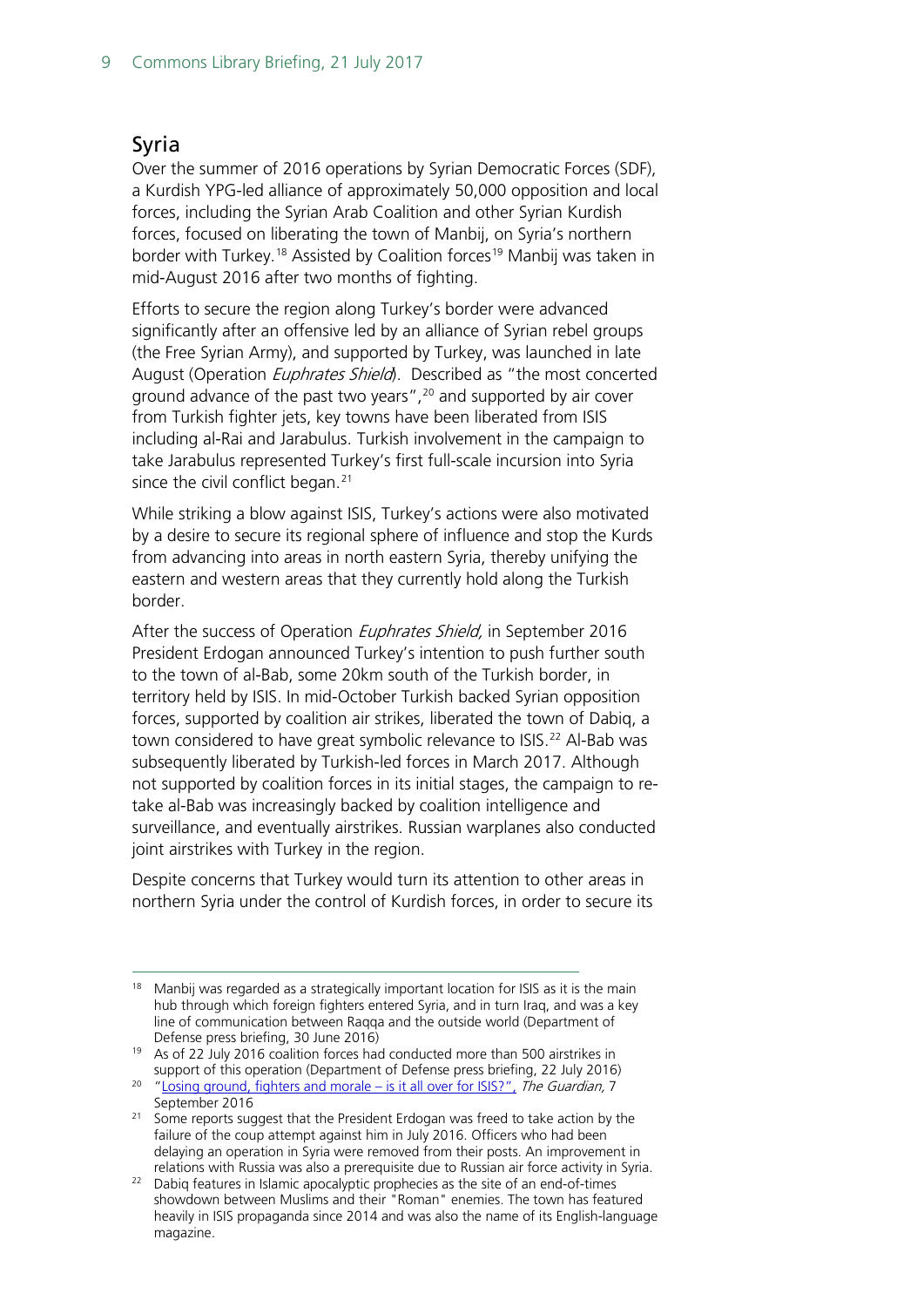## Syria

Over the summer of 2016 operations by Syrian Democratic Forces (SDF), a Kurdish YPG-led alliance of approximately 50,000 opposition and local forces, including the Syrian Arab Coalition and other Syrian Kurdish forces, focused on liberating the town of Manbij, on Syria's northern border with Turkey.[18] Assisted by Coalition forces[19] Manbij was taken in mid-August 2016 after two months of fighting.

Efforts to secure the region along Turkey's border were advanced significantly after an offensive led by an alliance of Syrian rebel groups (the Free Syrian Army), and supported by Turkey, was launched in late August (Operation *Euphrates Shield*). Described as "the most concerted ground advance of the past two years",[20] and supported by air cover from Turkish fighter jets, key towns have been liberated from ISIS including al-Rai and Jarabulus. Turkish involvement in the campaign to take Jarabulus represented Turkey's first full-scale incursion into Syria since the civil conflict began.[21]

While striking a blow against ISIS, Turkey's actions were also motivated by a desire to secure its regional sphere of influence and stop the Kurds from advancing into areas in north eastern Syria, thereby unifying the eastern and western areas that they currently hold along the Turkish border.

After the success of Operation *Euphrates Shield,* in September 2016 President Erdogan announced Turkey's intention to push further south to the town of al-Bab, some 20km south of the Turkish border, in territory held by ISIS. In mid-October Turkish backed Syrian opposition forces, supported by coalition air strikes, liberated the town of Dabiq, a town considered to have great symbolic relevance to ISIS.[22] Al-Bab was subsequently liberated by Turkish-led forces in March 2017. Although not supported by coalition forces in its initial stages, the campaign to re-take al-Bab was increasingly backed by coalition intelligence and surveillance, and eventually airstrikes. Russian warplanes also conducted joint airstrikes with Turkey in the region.

Despite concerns that Turkey would turn its attention to other areas in northern Syria under the control of Kurdish forces, in order to secure its

---

[18] Manbij was regarded as a strategically important location for ISIS as it is the main hub through which foreign fighters entered Syria, and in turn Iraq, and was a key line of communication between Raqqa and the outside world (Department of Defense press briefing, 30 June 2016)

[19] As of 22 July 2016 coalition forces had conducted more than 500 airstrikes in support of this operation (Department of Defense press briefing, 22 July 2016)

[20] "Losing ground, fighters and morale – is it all over for ISIS?", *The Guardian,* 7 September 2016

[21] Some reports suggest that the President Erdogan was freed to take action by the failure of the coup attempt against him in July 2016. Officers who had been delaying an operation in Syria were removed from their posts. An improvement in relations with Russia was also a prerequisite due to Russian air force activity in Syria.

[22] Dabiq features in Islamic apocalyptic prophecies as the site of an end-of-times showdown between Muslims and their "Roman" enemies. The town has featured heavily in ISIS propaganda since 2014 and was also the name of its English-language magazine.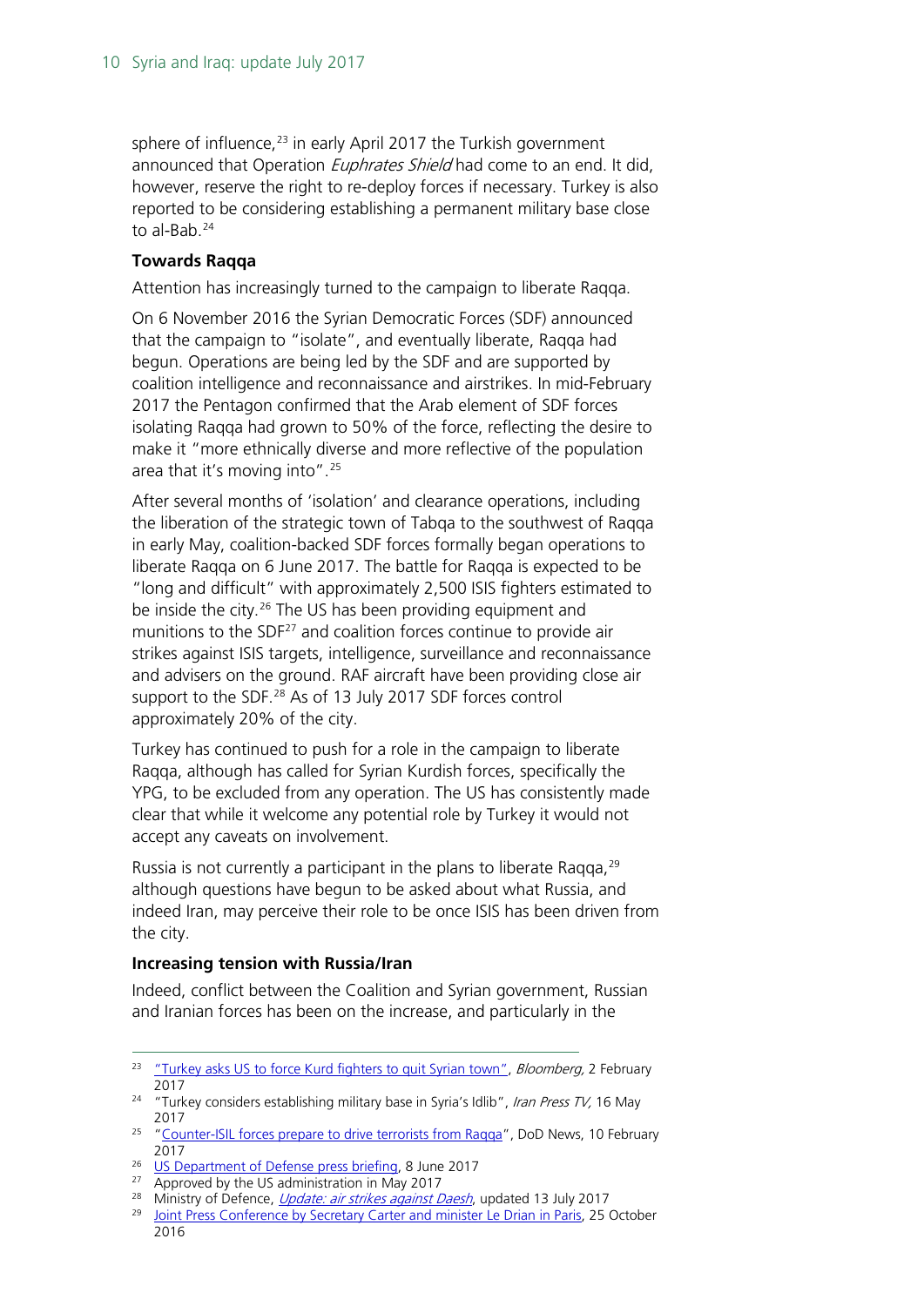sphere of influence,[23] in early April 2017 the Turkish government announced that Operation *Euphrates Shield* had come to an end. It did, however, reserve the right to re-deploy forces if necessary. Turkey is also reported to be considering establishing a permanent military base close to al-Bab.[24]

**Towards Raqqa**

Attention has increasingly turned to the campaign to liberate Raqqa.

On 6 November 2016 the Syrian Democratic Forces (SDF) announced that the campaign to "isolate", and eventually liberate, Raqqa had begun. Operations are being led by the SDF and are supported by coalition intelligence and reconnaissance and airstrikes. In mid-February 2017 the Pentagon confirmed that the Arab element of SDF forces isolating Raqqa had grown to 50% of the force, reflecting the desire to make it "more ethnically diverse and more reflective of the population area that it's moving into".[25]

After several months of 'isolation' and clearance operations, including the liberation of the strategic town of Tabqa to the southwest of Raqqa in early May, coalition-backed SDF forces formally began operations to liberate Raqqa on 6 June 2017. The battle for Raqqa is expected to be "long and difficult" with approximately 2,500 ISIS fighters estimated to be inside the city.[26] The US has been providing equipment and munitions to the SDF[27] and coalition forces continue to provide air strikes against ISIS targets, intelligence, surveillance and reconnaissance and advisers on the ground. RAF aircraft have been providing close air support to the SDF.[28] As of 13 July 2017 SDF forces control approximately 20% of the city.

Turkey has continued to push for a role in the campaign to liberate Raqqa, although has called for Syrian Kurdish forces, specifically the YPG, to be excluded from any operation. The US has consistently made clear that while it welcome any potential role by Turkey it would not accept any caveats on involvement.

Russia is not currently a participant in the plans to liberate Raqqa,[29] although questions have begun to be asked about what Russia, and indeed Iran, may perceive their role to be once ISIS has been driven from the city.

**Increasing tension with Russia/Iran**

Indeed, conflict between the Coalition and Syrian government, Russian and Iranian forces has been on the increase, and particularly in the

---

[23] "Turkey asks US to force Kurd fighters to quit Syrian town", *Bloomberg,* 2 February 2017

[24] "Turkey considers establishing military base in Syria's Idlib", *Iran Press TV,* 16 May 2017

[25] "Counter-ISIL forces prepare to drive terrorists from Raqqa", DoD News, 10 February 2017

[26] US Department of Defense press briefing, 8 June 2017

[27] Approved by the US administration in May 2017

[28] Ministry of Defence, *Update: air strikes against Daesh*, updated 13 July 2017

[29] Joint Press Conference by Secretary Carter and minister Le Drian in Paris, 25 October 2016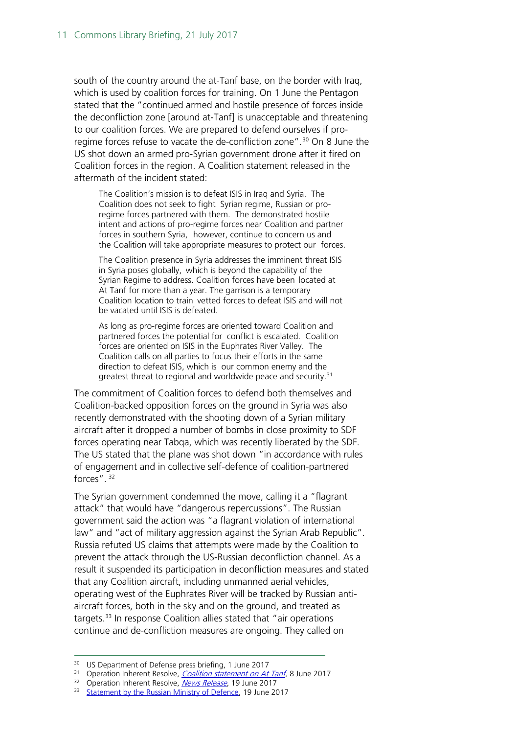south of the country around the at-Tanf base, on the border with Iraq, which is used by coalition forces for training. On 1 June the Pentagon stated that the "continued armed and hostile presence of forces inside the deconfliction zone [around at-Tanf] is unacceptable and threatening to our coalition forces. We are prepared to defend ourselves if pro-regime forces refuse to vacate the de-confliction zone".[30] On 8 June the US shot down an armed pro-Syrian government drone after it fired on Coalition forces in the region. A Coalition statement released in the aftermath of the incident stated:

> The Coalition's mission is to defeat ISIS in Iraq and Syria. The Coalition does not seek to fight Syrian regime, Russian or pro-regime forces partnered with them. The demonstrated hostile intent and actions of pro-regime forces near Coalition and partner forces in southern Syria, however, continue to concern us and the Coalition will take appropriate measures to protect our forces.
>
> The Coalition presence in Syria addresses the imminent threat ISIS in Syria poses globally, which is beyond the capability of the Syrian Regime to address. Coalition forces have been located at At Tanf for more than a year. The garrison is a temporary Coalition location to train vetted forces to defeat ISIS and will not be vacated until ISIS is defeated.
>
> As long as pro-regime forces are oriented toward Coalition and partnered forces the potential for conflict is escalated. Coalition forces are oriented on ISIS in the Euphrates River Valley. The Coalition calls on all parties to focus their efforts in the same direction to defeat ISIS, which is our common enemy and the greatest threat to regional and worldwide peace and security.[31]

The commitment of Coalition forces to defend both themselves and Coalition-backed opposition forces on the ground in Syria was also recently demonstrated with the shooting down of a Syrian military aircraft after it dropped a number of bombs in close proximity to SDF forces operating near Tabqa, which was recently liberated by the SDF. The US stated that the plane was shot down "in accordance with rules of engagement and in collective self-defence of coalition-partnered forces".[32]

The Syrian government condemned the move, calling it a "flagrant attack" that would have "dangerous repercussions". The Russian government said the action was "a flagrant violation of international law" and "act of military aggression against the Syrian Arab Republic". Russia refuted US claims that attempts were made by the Coalition to prevent the attack through the US-Russian deconfliction channel. As a result it suspended its participation in deconfliction measures and stated that any Coalition aircraft, including unmanned aerial vehicles, operating west of the Euphrates River will be tracked by Russian anti-aircraft forces, both in the sky and on the ground, and treated as targets.[33] In response Coalition allies stated that "air operations continue and de-confliction measures are ongoing. They called on

---

[30] US Department of Defense press briefing, 1 June 2017

[31] Operation Inherent Resolve, *Coalition statement on At Tanf*, 8 June 2017

[32] Operation Inherent Resolve, *News Release*, 19 June 2017

[33] Statement by the Russian Ministry of Defence, 19 June 2017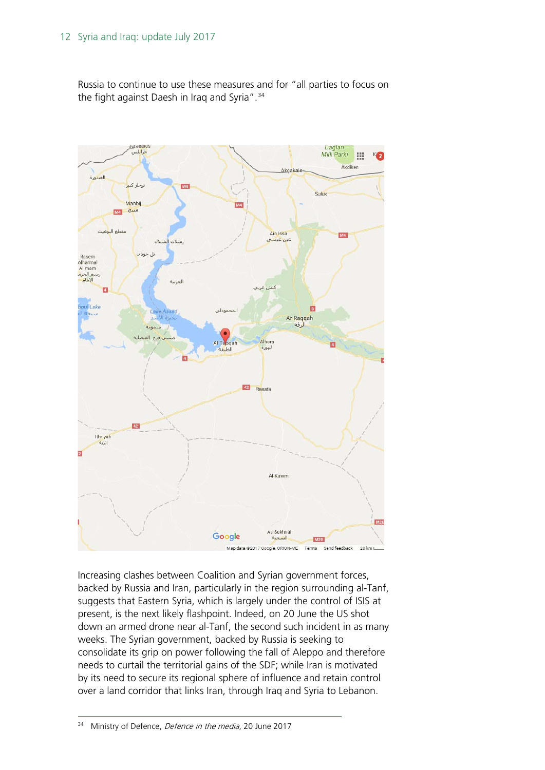Russia to continue to use these measures and for "all parties to focus on the fight against Daesh in Iraq and Syria".[34]

Increasing clashes between Coalition and Syrian government forces, backed by Russia and Iran, particularly in the region surrounding al-Tanf, suggests that Eastern Syria, which is largely under the control of ISIS at present, is the next likely flashpoint. Indeed, on 20 June the US shot down an armed drone near al-Tanf, the second such incident in as many weeks. The Syrian government, backed by Russia is seeking to consolidate its grip on power following the fall of Aleppo and therefore needs to curtail the territorial gains of the SDF; while Iran is motivated by its need to secure its regional sphere of influence and retain control over a land corridor that links Iran, through Iraq and Syria to Lebanon.

[34] Ministry of Defence, *Defence in the media*, 20 June 2017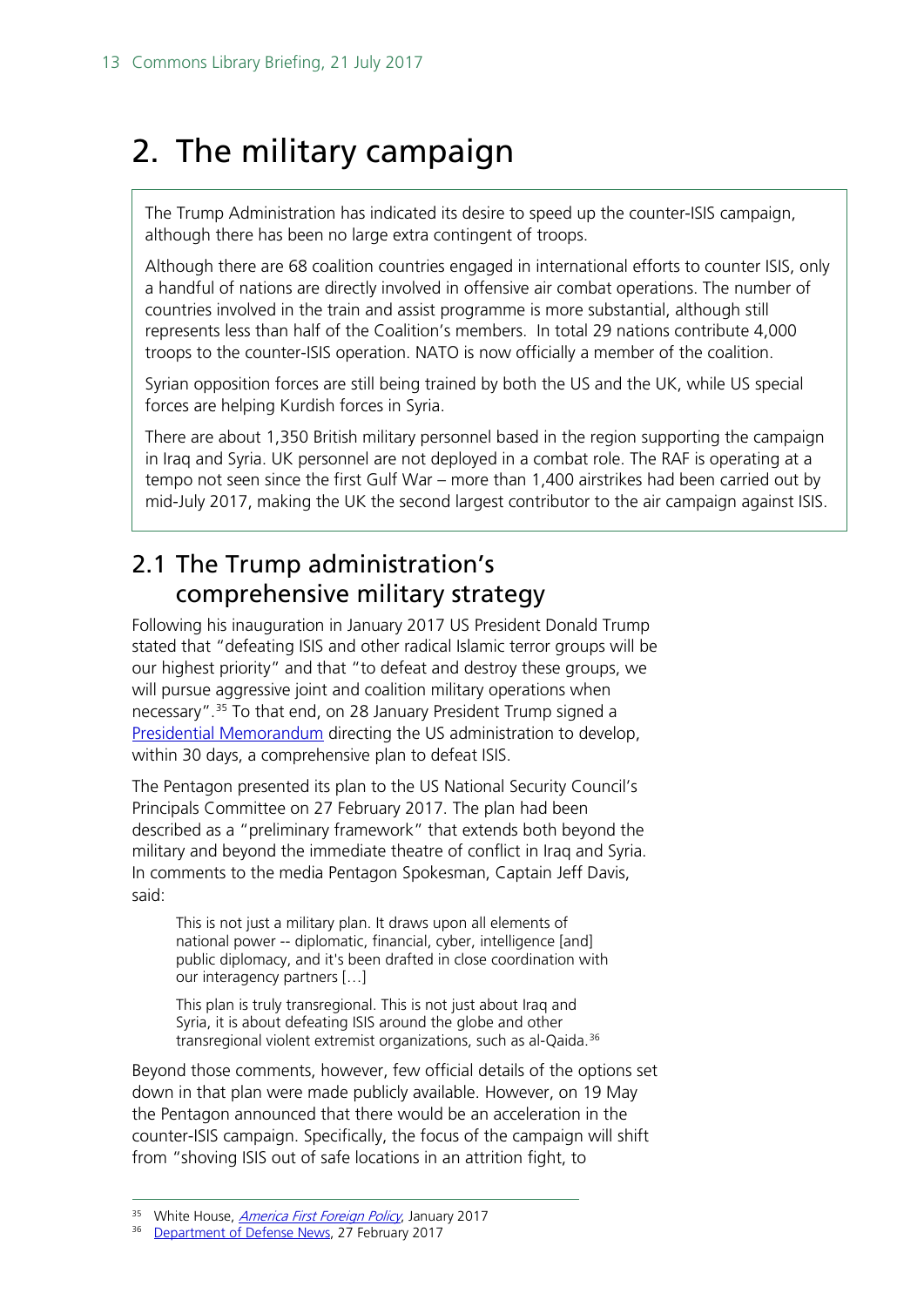# 2. The military campaign

The Trump Administration has indicated its desire to speed up the counter-ISIS campaign, although there has been no large extra contingent of troops.

Although there are 68 coalition countries engaged in international efforts to counter ISIS, only a handful of nations are directly involved in offensive air combat operations. The number of countries involved in the train and assist programme is more substantial, although still represents less than half of the Coalition's members. In total 29 nations contribute 4,000 troops to the counter-ISIS operation. NATO is now officially a member of the coalition.

Syrian opposition forces are still being trained by both the US and the UK, while US special forces are helping Kurdish forces in Syria.

There are about 1,350 British military personnel based in the region supporting the campaign in Iraq and Syria. UK personnel are not deployed in a combat role. The RAF is operating at a tempo not seen since the first Gulf War – more than 1,400 airstrikes had been carried out by mid-July 2017, making the UK the second largest contributor to the air campaign against ISIS.

## 2.1 The Trump administration's comprehensive military strategy

Following his inauguration in January 2017 US President Donald Trump stated that "defeating ISIS and other radical Islamic terror groups will be our highest priority" and that "to defeat and destroy these groups, we will pursue aggressive joint and coalition military operations when necessary".[35] To that end, on 28 January President Trump signed a Presidential Memorandum directing the US administration to develop, within 30 days, a comprehensive plan to defeat ISIS.

The Pentagon presented its plan to the US National Security Council's Principals Committee on 27 February 2017. The plan had been described as a "preliminary framework" that extends both beyond the military and beyond the immediate theatre of conflict in Iraq and Syria. In comments to the media Pentagon Spokesman, Captain Jeff Davis, said:

> This is not just a military plan. It draws upon all elements of national power -- diplomatic, financial, cyber, intelligence [and] public diplomacy, and it's been drafted in close coordination with our interagency partners […]
>
> This plan is truly transregional. This is not just about Iraq and Syria, it is about defeating ISIS around the globe and other transregional violent extremist organizations, such as al-Qaida.[36]

Beyond those comments, however, few official details of the options set down in that plan were made publicly available. However, on 19 May the Pentagon announced that there would be an acceleration in the counter-ISIS campaign. Specifically, the focus of the campaign will shift from "shoving ISIS out of safe locations in an attrition fight, to

---

[35] White House, *America First Foreign Policy*, January 2017

[36] Department of Defense News, 27 February 2017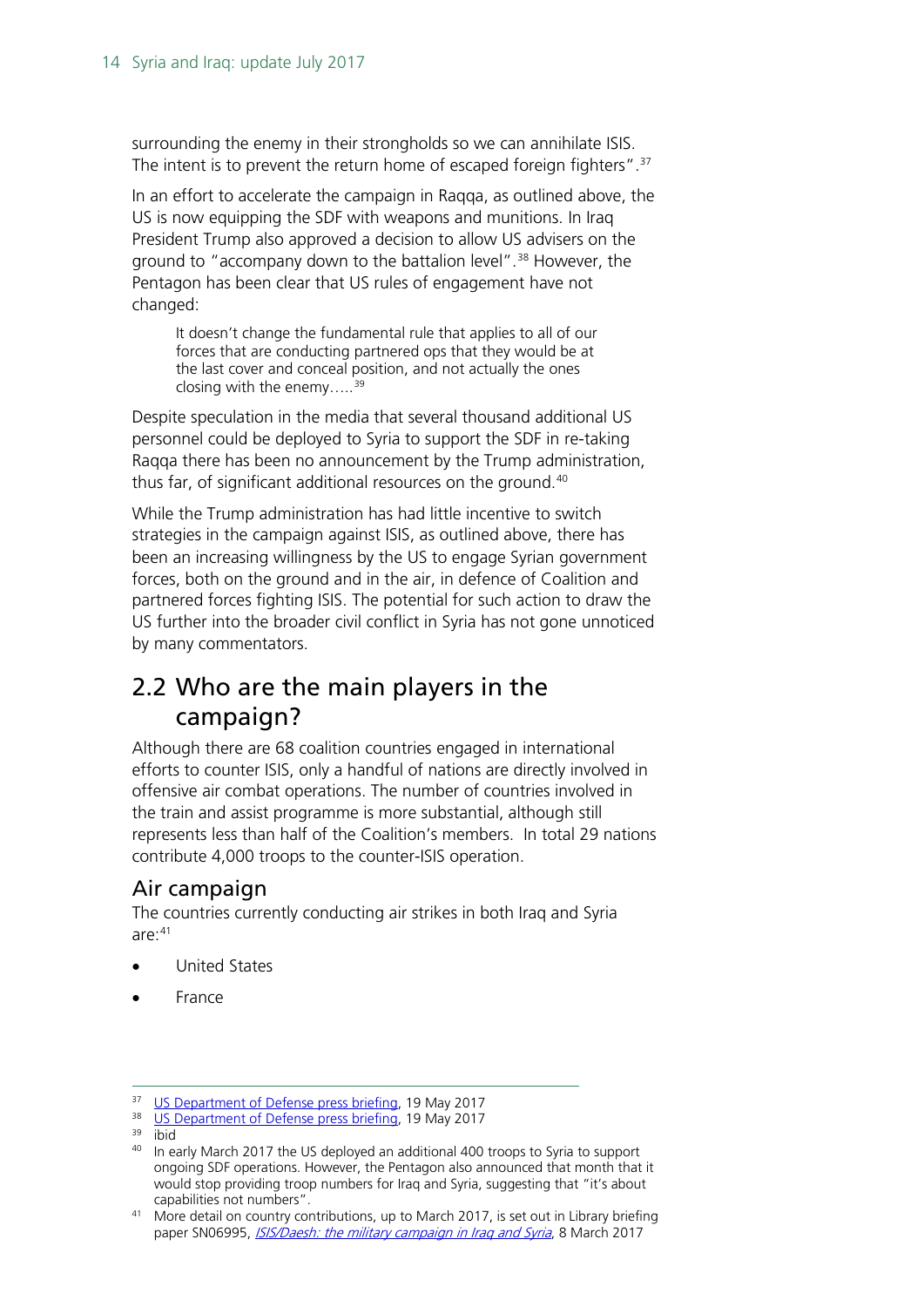surrounding the enemy in their strongholds so we can annihilate ISIS. The intent is to prevent the return home of escaped foreign fighters".[37]

In an effort to accelerate the campaign in Raqqa, as outlined above, the US is now equipping the SDF with weapons and munitions. In Iraq President Trump also approved a decision to allow US advisers on the ground to "accompany down to the battalion level".[38] However, the Pentagon has been clear that US rules of engagement have not changed:

> It doesn't change the fundamental rule that applies to all of our forces that are conducting partnered ops that they would be at the last cover and conceal position, and not actually the ones closing with the enemy…..[39]

Despite speculation in the media that several thousand additional US personnel could be deployed to Syria to support the SDF in re-taking Raqqa there has been no announcement by the Trump administration, thus far, of significant additional resources on the ground.[40]

While the Trump administration has had little incentive to switch strategies in the campaign against ISIS, as outlined above, there has been an increasing willingness by the US to engage Syrian government forces, both on the ground and in the air, in defence of Coalition and partnered forces fighting ISIS. The potential for such action to draw the US further into the broader civil conflict in Syria has not gone unnoticed by many commentators.

## 2.2 Who are the main players in the campaign?

Although there are 68 coalition countries engaged in international efforts to counter ISIS, only a handful of nations are directly involved in offensive air combat operations. The number of countries involved in the train and assist programme is more substantial, although still represents less than half of the Coalition's members. In total 29 nations contribute 4,000 troops to the counter-ISIS operation.

### Air campaign

The countries currently conducting air strikes in both Iraq and Syria are:[41]

- United States
- France

---

[37] US Department of Defense press briefing, 19 May 2017

[38] US Department of Defense press briefing, 19 May 2017

[39] ibid

[40] In early March 2017 the US deployed an additional 400 troops to Syria to support ongoing SDF operations. However, the Pentagon also announced that month that it would stop providing troop numbers for Iraq and Syria, suggesting that "it's about capabilities not numbers".

[41] More detail on country contributions, up to March 2017, is set out in Library briefing paper SN06995, *ISIS/Daesh: the military campaign in Iraq and Syria*, 8 March 2017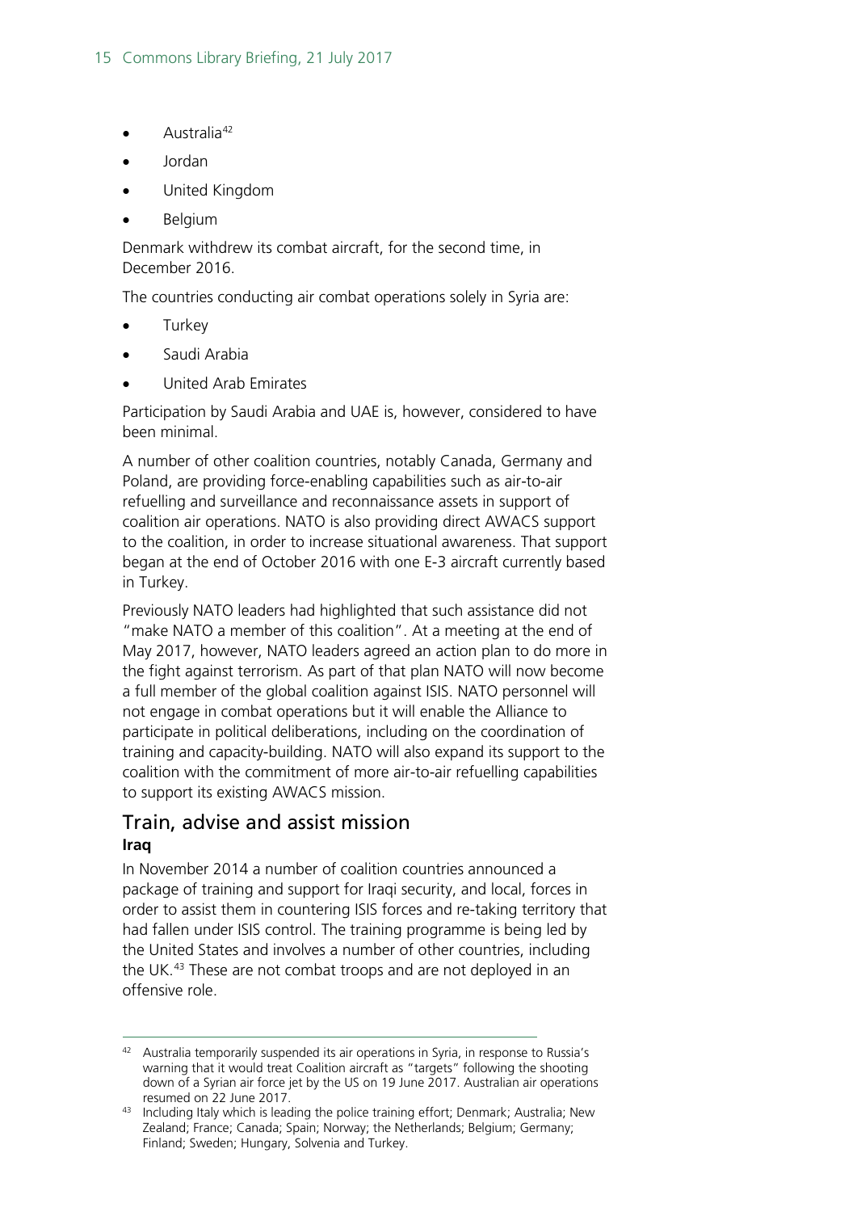- Australia[42]
- Jordan
- United Kingdom
- Belgium

Denmark withdrew its combat aircraft, for the second time, in December 2016.

The countries conducting air combat operations solely in Syria are:

- Turkey
- Saudi Arabia
- United Arab Emirates

Participation by Saudi Arabia and UAE is, however, considered to have been minimal.

A number of other coalition countries, notably Canada, Germany and Poland, are providing force-enabling capabilities such as air-to-air refuelling and surveillance and reconnaissance assets in support of coalition air operations. NATO is also providing direct AWACS support to the coalition, in order to increase situational awareness. That support began at the end of October 2016 with one E-3 aircraft currently based in Turkey.

Previously NATO leaders had highlighted that such assistance did not "make NATO a member of this coalition". At a meeting at the end of May 2017, however, NATO leaders agreed an action plan to do more in the fight against terrorism. As part of that plan NATO will now become a full member of the global coalition against ISIS. NATO personnel will not engage in combat operations but it will enable the Alliance to participate in political deliberations, including on the coordination of training and capacity-building. NATO will also expand its support to the coalition with the commitment of more air-to-air refuelling capabilities to support its existing AWACS mission.

## Train, advise and assist mission

**Iraq**

In November 2014 a number of coalition countries announced a package of training and support for Iraqi security, and local, forces in order to assist them in countering ISIS forces and re-taking territory that had fallen under ISIS control. The training programme is being led by the United States and involves a number of other countries, including the UK.[43] These are not combat troops and are not deployed in an offensive role.

---

[42] Australia temporarily suspended its air operations in Syria, in response to Russia's warning that it would treat Coalition aircraft as "targets" following the shooting down of a Syrian air force jet by the US on 19 June 2017. Australian air operations resumed on 22 June 2017.

[43] Including Italy which is leading the police training effort; Denmark; Australia; New Zealand; France; Canada; Spain; Norway; the Netherlands; Belgium; Germany; Finland; Sweden; Hungary, Solvenia and Turkey.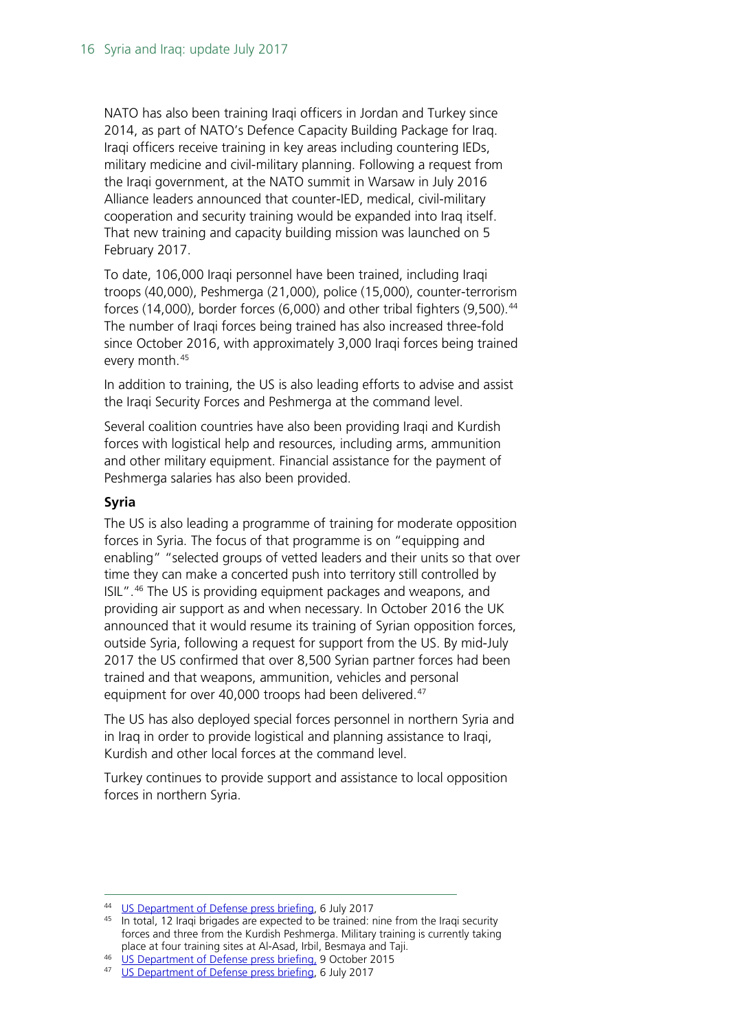NATO has also been training Iraqi officers in Jordan and Turkey since 2014, as part of NATO's Defence Capacity Building Package for Iraq. Iraqi officers receive training in key areas including countering IEDs, military medicine and civil-military planning. Following a request from the Iraqi government, at the NATO summit in Warsaw in July 2016 Alliance leaders announced that counter-IED, medical, civil-military cooperation and security training would be expanded into Iraq itself. That new training and capacity building mission was launched on 5 February 2017.

To date, 106,000 Iraqi personnel have been trained, including Iraqi troops (40,000), Peshmerga (21,000), police (15,000), counter-terrorism forces (14,000), border forces (6,000) and other tribal fighters (9,500).[44] The number of Iraqi forces being trained has also increased three-fold since October 2016, with approximately 3,000 Iraqi forces being trained every month.[45]

In addition to training, the US is also leading efforts to advise and assist the Iraqi Security Forces and Peshmerga at the command level.

Several coalition countries have also been providing Iraqi and Kurdish forces with logistical help and resources, including arms, ammunition and other military equipment. Financial assistance for the payment of Peshmerga salaries has also been provided.

**Syria**

The US is also leading a programme of training for moderate opposition forces in Syria. The focus of that programme is on "equipping and enabling" "selected groups of vetted leaders and their units so that over time they can make a concerted push into territory still controlled by ISIL".[46] The US is providing equipment packages and weapons, and providing air support as and when necessary. In October 2016 the UK announced that it would resume its training of Syrian opposition forces, outside Syria, following a request for support from the US. By mid-July 2017 the US confirmed that over 8,500 Syrian partner forces had been trained and that weapons, ammunition, vehicles and personal equipment for over 40,000 troops had been delivered.[47]

The US has also deployed special forces personnel in northern Syria and in Iraq in order to provide logistical and planning assistance to Iraqi, Kurdish and other local forces at the command level.

Turkey continues to provide support and assistance to local opposition forces in northern Syria.

---

[44] US Department of Defense press briefing, 6 July 2017

[45] In total, 12 Iraqi brigades are expected to be trained: nine from the Iraqi security forces and three from the Kurdish Peshmerga. Military training is currently taking place at four training sites at Al-Asad, Irbil, Besmaya and Taji.

[46] US Department of Defense press briefing, 9 October 2015

[47] US Department of Defense press briefing, 6 July 2017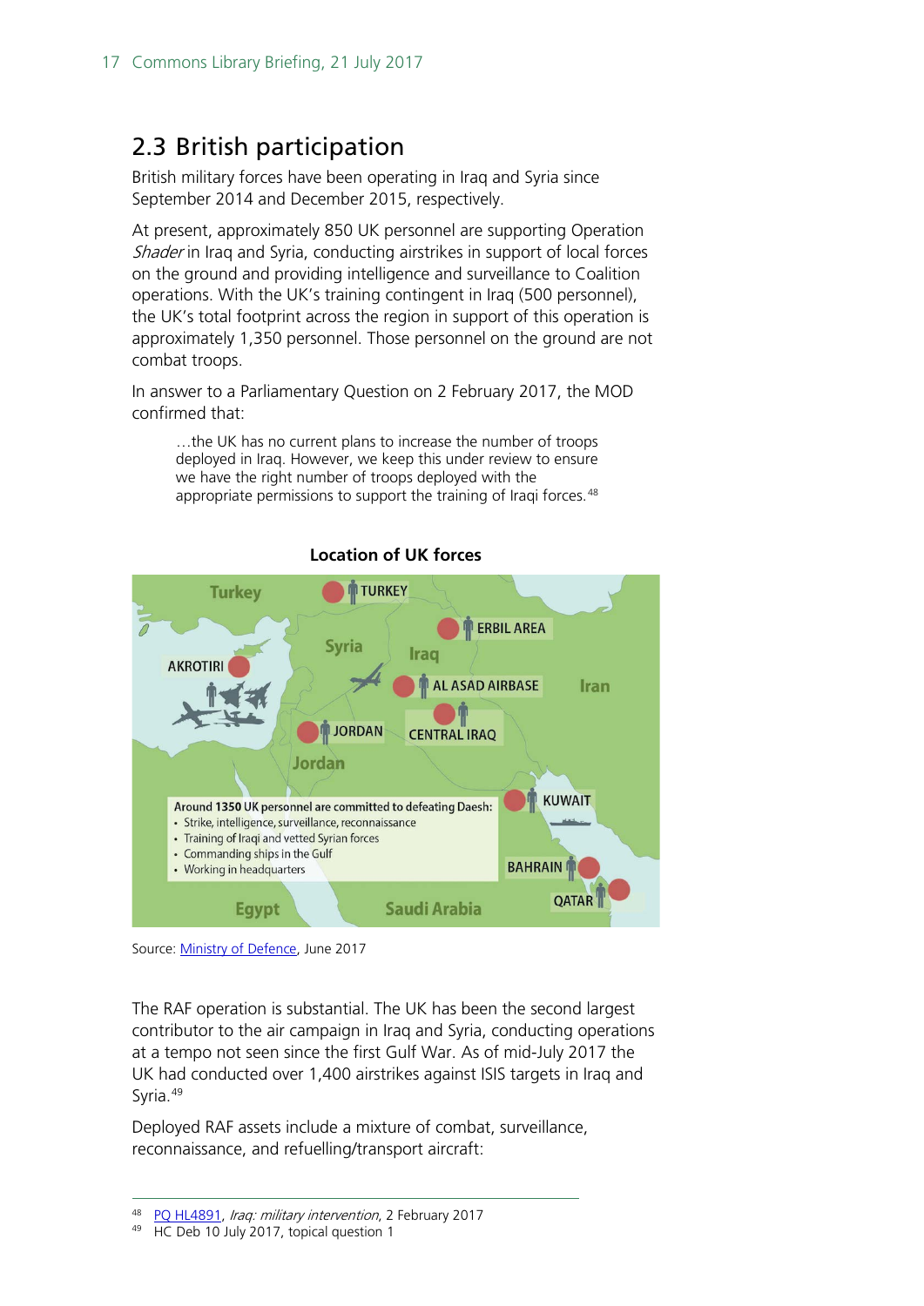## 2.3 British participation

British military forces have been operating in Iraq and Syria since September 2014 and December 2015, respectively.

At present, approximately 850 UK personnel are supporting Operation *Shader* in Iraq and Syria, conducting airstrikes in support of local forces on the ground and providing intelligence and surveillance to Coalition operations. With the UK's training contingent in Iraq (500 personnel), the UK's total footprint across the region in support of this operation is approximately 1,350 personnel. Those personnel on the ground are not combat troops.

In answer to a Parliamentary Question on 2 February 2017, the MOD confirmed that:

> …the UK has no current plans to increase the number of troops deployed in Iraq. However, we keep this under review to ensure we have the right number of troops deployed with the appropriate permissions to support the training of Iraqi forces.[48]

**Location of UK forces**

Turkey, TURKEY, Syria, ERBIL AREA, Iraq, AKROTIRI, AL ASAD AIRBASE, Iran, JORDAN, CENTRAL IRAQ, Jordan, KUWAIT, BAHRAIN, QATAR, Egypt, Saudi Arabia

Around **1350** UK personnel are committed to defeating Daesh:
- Strike, intelligence, surveillance, reconnaissance
- Training of Iraqi and vetted Syrian forces
- Commanding ships in the Gulf
- Working in headquarters

Source: Ministry of Defence, June 2017

The RAF operation is substantial. The UK has been the second largest contributor to the air campaign in Iraq and Syria, conducting operations at a tempo not seen since the first Gulf War. As of mid-July 2017 the UK had conducted over 1,400 airstrikes against ISIS targets in Iraq and Syria.[49]

Deployed RAF assets include a mixture of combat, surveillance, reconnaissance, and refuelling/transport aircraft:

---

[48] PQ HL4891, *Iraq: military intervention*, 2 February 2017

[49] HC Deb 10 July 2017, topical question 1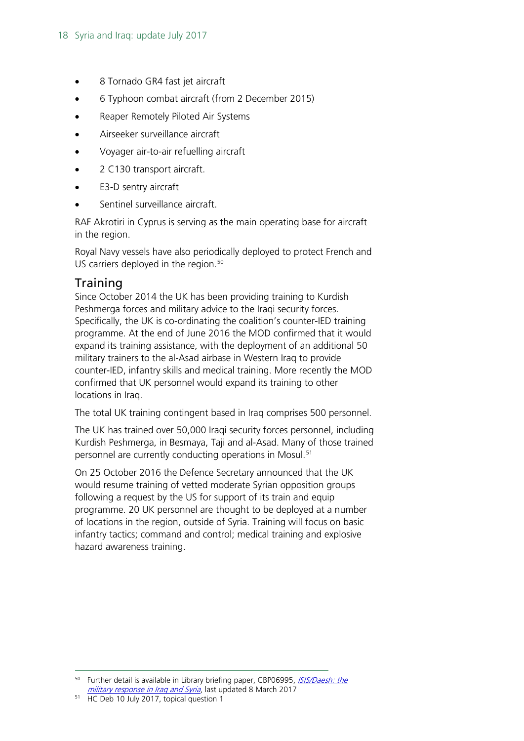- 8 Tornado GR4 fast jet aircraft
- 6 Typhoon combat aircraft (from 2 December 2015)
- Reaper Remotely Piloted Air Systems
- Airseeker surveillance aircraft
- Voyager air-to-air refuelling aircraft
- 2 C130 transport aircraft.
- E3-D sentry aircraft
- Sentinel surveillance aircraft.

RAF Akrotiri in Cyprus is serving as the main operating base for aircraft in the region.

Royal Navy vessels have also periodically deployed to protect French and US carriers deployed in the region.[50]

## Training

Since October 2014 the UK has been providing training to Kurdish Peshmerga forces and military advice to the Iraqi security forces. Specifically, the UK is co-ordinating the coalition's counter-IED training programme. At the end of June 2016 the MOD confirmed that it would expand its training assistance, with the deployment of an additional 50 military trainers to the al-Asad airbase in Western Iraq to provide counter-IED, infantry skills and medical training. More recently the MOD confirmed that UK personnel would expand its training to other locations in Iraq.

The total UK training contingent based in Iraq comprises 500 personnel.

The UK has trained over 50,000 Iraqi security forces personnel, including Kurdish Peshmerga, in Besmaya, Taji and al-Asad. Many of those trained personnel are currently conducting operations in Mosul.[51]

On 25 October 2016 the Defence Secretary announced that the UK would resume training of vetted moderate Syrian opposition groups following a request by the US for support of its train and equip programme. 20 UK personnel are thought to be deployed at a number of locations in the region, outside of Syria. Training will focus on basic infantry tactics; command and control; medical training and explosive hazard awareness training.

---

[50] Further detail is available in Library briefing paper, CBP06995, *ISIS/Daesh: the military response in Iraq and Syria*, last updated 8 March 2017

[51] HC Deb 10 July 2017, topical question 1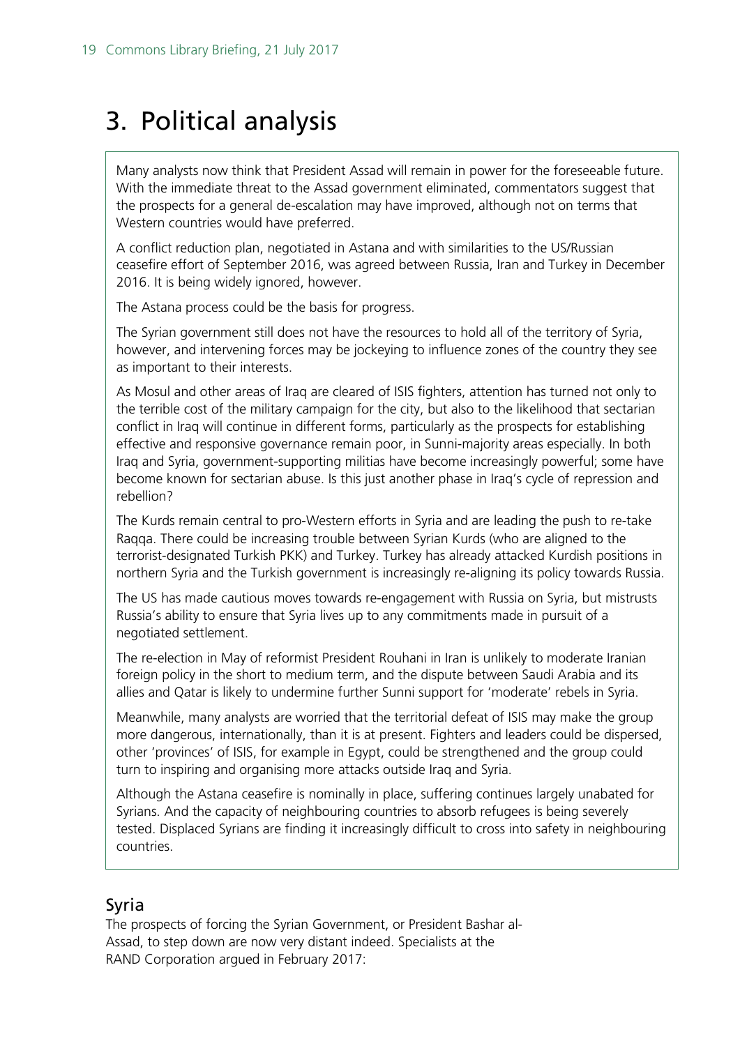# 3. Political analysis

Many analysts now think that President Assad will remain in power for the foreseeable future. With the immediate threat to the Assad government eliminated, commentators suggest that the prospects for a general de-escalation may have improved, although not on terms that Western countries would have preferred.

A conflict reduction plan, negotiated in Astana and with similarities to the US/Russian ceasefire effort of September 2016, was agreed between Russia, Iran and Turkey in December 2016. It is being widely ignored, however.

The Astana process could be the basis for progress.

The Syrian government still does not have the resources to hold all of the territory of Syria, however, and intervening forces may be jockeying to influence zones of the country they see as important to their interests.

As Mosul and other areas of Iraq are cleared of ISIS fighters, attention has turned not only to the terrible cost of the military campaign for the city, but also to the likelihood that sectarian conflict in Iraq will continue in different forms, particularly as the prospects for establishing effective and responsive governance remain poor, in Sunni-majority areas especially. In both Iraq and Syria, government-supporting militias have become increasingly powerful; some have become known for sectarian abuse. Is this just another phase in Iraq's cycle of repression and rebellion?

The Kurds remain central to pro-Western efforts in Syria and are leading the push to re-take Raqqa. There could be increasing trouble between Syrian Kurds (who are aligned to the terrorist-designated Turkish PKK) and Turkey. Turkey has already attacked Kurdish positions in northern Syria and the Turkish government is increasingly re-aligning its policy towards Russia.

The US has made cautious moves towards re-engagement with Russia on Syria, but mistrusts Russia's ability to ensure that Syria lives up to any commitments made in pursuit of a negotiated settlement.

The re-election in May of reformist President Rouhani in Iran is unlikely to moderate Iranian foreign policy in the short to medium term, and the dispute between Saudi Arabia and its allies and Qatar is likely to undermine further Sunni support for 'moderate' rebels in Syria.

Meanwhile, many analysts are worried that the territorial defeat of ISIS may make the group more dangerous, internationally, than it is at present. Fighters and leaders could be dispersed, other 'provinces' of ISIS, for example in Egypt, could be strengthened and the group could turn to inspiring and organising more attacks outside Iraq and Syria.

Although the Astana ceasefire is nominally in place, suffering continues largely unabated for Syrians. And the capacity of neighbouring countries to absorb refugees is being severely tested. Displaced Syrians are finding it increasingly difficult to cross into safety in neighbouring countries.

## Syria

The prospects of forcing the Syrian Government, or President Bashar al-Assad, to step down are now very distant indeed. Specialists at the RAND Corporation argued in February 2017: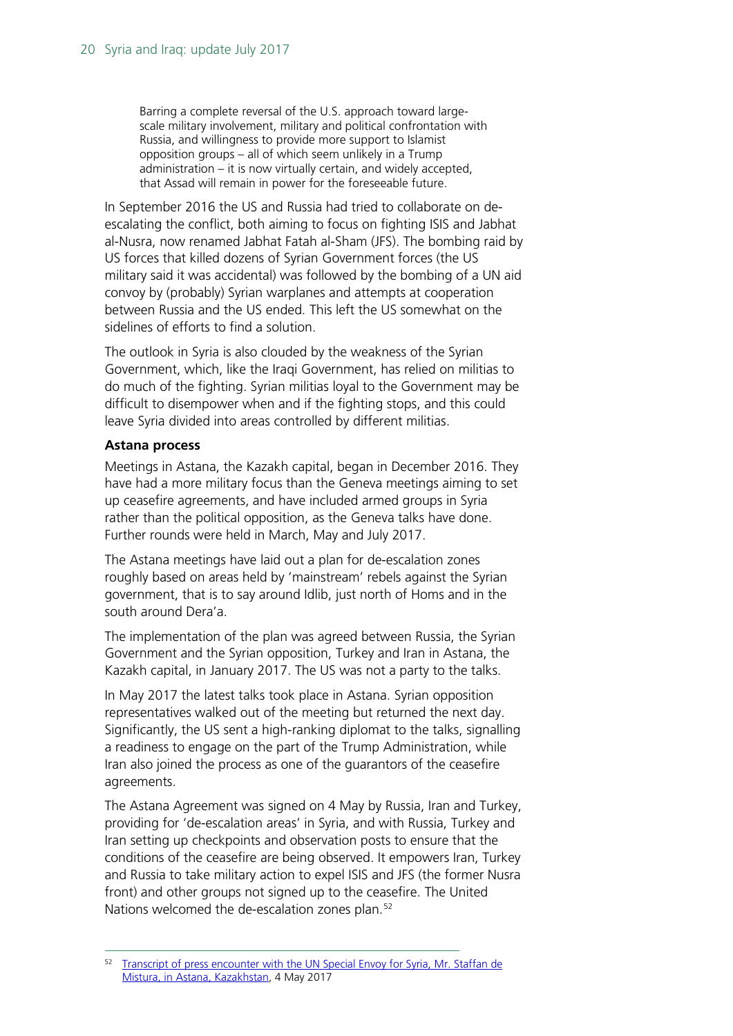> Barring a complete reversal of the U.S. approach toward large-scale military involvement, military and political confrontation with Russia, and willingness to provide more support to Islamist opposition groups – all of which seem unlikely in a Trump administration – it is now virtually certain, and widely accepted, that Assad will remain in power for the foreseeable future.

In September 2016 the US and Russia had tried to collaborate on de-escalating the conflict, both aiming to focus on fighting ISIS and Jabhat al-Nusra, now renamed Jabhat Fatah al-Sham (JFS). The bombing raid by US forces that killed dozens of Syrian Government forces (the US military said it was accidental) was followed by the bombing of a UN aid convoy by (probably) Syrian warplanes and attempts at cooperation between Russia and the US ended. This left the US somewhat on the sidelines of efforts to find a solution.

The outlook in Syria is also clouded by the weakness of the Syrian Government, which, like the Iraqi Government, has relied on militias to do much of the fighting. Syrian militias loyal to the Government may be difficult to disempower when and if the fighting stops, and this could leave Syria divided into areas controlled by different militias.

**Astana process**

Meetings in Astana, the Kazakh capital, began in December 2016. They have had a more military focus than the Geneva meetings aiming to set up ceasefire agreements, and have included armed groups in Syria rather than the political opposition, as the Geneva talks have done. Further rounds were held in March, May and July 2017.

The Astana meetings have laid out a plan for de-escalation zones roughly based on areas held by 'mainstream' rebels against the Syrian government, that is to say around Idlib, just north of Homs and in the south around Dera'a.

The implementation of the plan was agreed between Russia, the Syrian Government and the Syrian opposition, Turkey and Iran in Astana, the Kazakh capital, in January 2017. The US was not a party to the talks.

In May 2017 the latest talks took place in Astana. Syrian opposition representatives walked out of the meeting but returned the next day. Significantly, the US sent a high-ranking diplomat to the talks, signalling a readiness to engage on the part of the Trump Administration, while Iran also joined the process as one of the guarantors of the ceasefire agreements.

The Astana Agreement was signed on 4 May by Russia, Iran and Turkey, providing for 'de-escalation areas' in Syria, and with Russia, Turkey and Iran setting up checkpoints and observation posts to ensure that the conditions of the ceasefire are being observed. It empowers Iran, Turkey and Russia to take military action to expel ISIS and JFS (the former Nusra front) and other groups not signed up to the ceasefire. The United Nations welcomed the de-escalation zones plan.[52]

---

[52] Transcript of press encounter with the UN Special Envoy for Syria, Mr. Staffan de Mistura, in Astana, Kazakhstan, 4 May 2017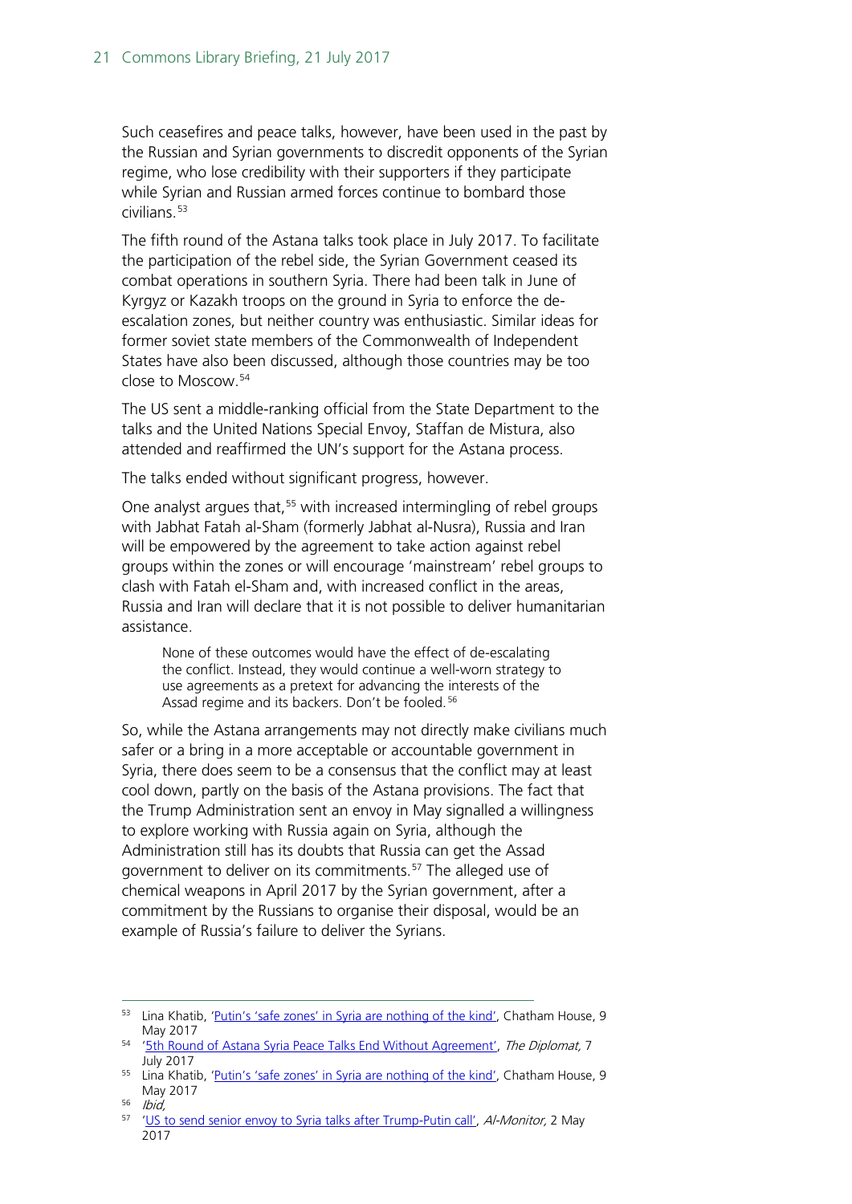Such ceasefires and peace talks, however, have been used in the past by the Russian and Syrian governments to discredit opponents of the Syrian regime, who lose credibility with their supporters if they participate while Syrian and Russian armed forces continue to bombard those civilians.[53]

The fifth round of the Astana talks took place in July 2017. To facilitate the participation of the rebel side, the Syrian Government ceased its combat operations in southern Syria. There had been talk in June of Kyrgyz or Kazakh troops on the ground in Syria to enforce the de-escalation zones, but neither country was enthusiastic. Similar ideas for former soviet state members of the Commonwealth of Independent States have also been discussed, although those countries may be too close to Moscow.[54]

The US sent a middle-ranking official from the State Department to the talks and the United Nations Special Envoy, Staffan de Mistura, also attended and reaffirmed the UN's support for the Astana process.

The talks ended without significant progress, however.

One analyst argues that,[55] with increased intermingling of rebel groups with Jabhat Fatah al-Sham (formerly Jabhat al-Nusra), Russia and Iran will be empowered by the agreement to take action against rebel groups within the zones or will encourage 'mainstream' rebel groups to clash with Fatah el-Sham and, with increased conflict in the areas, Russia and Iran will declare that it is not possible to deliver humanitarian assistance.

> None of these outcomes would have the effect of de-escalating the conflict. Instead, they would continue a well-worn strategy to use agreements as a pretext for advancing the interests of the Assad regime and its backers. Don't be fooled.[56]

So, while the Astana arrangements may not directly make civilians much safer or a bring in a more acceptable or accountable government in Syria, there does seem to be a consensus that the conflict may at least cool down, partly on the basis of the Astana provisions. The fact that the Trump Administration sent an envoy in May signalled a willingness to explore working with Russia again on Syria, although the Administration still has its doubts that Russia can get the Assad government to deliver on its commitments.[57] The alleged use of chemical weapons in April 2017 by the Syrian government, after a commitment by the Russians to organise their disposal, would be an example of Russia's failure to deliver the Syrians.

---

[53] Lina Khatib, 'Putin's 'safe zones' in Syria are nothing of the kind', Chatham House, 9 May 2017

[54] '5th Round of Astana Syria Peace Talks End Without Agreement', *The Diplomat,* 7 July 2017

[55] Lina Khatib, 'Putin's 'safe zones' in Syria are nothing of the kind', Chatham House, 9 May 2017

[56] *Ibid,*

[57] 'US to send senior envoy to Syria talks after Trump-Putin call', *Al-Monitor,* 2 May 2017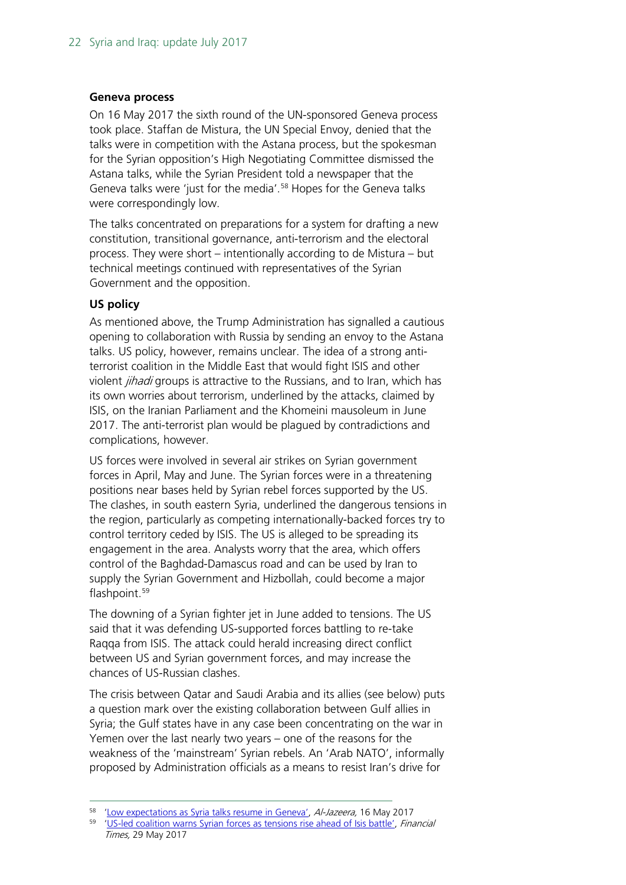**Geneva process**

On 16 May 2017 the sixth round of the UN-sponsored Geneva process took place. Staffan de Mistura, the UN Special Envoy, denied that the talks were in competition with the Astana process, but the spokesman for the Syrian opposition's High Negotiating Committee dismissed the Astana talks, while the Syrian President told a newspaper that the Geneva talks were 'just for the media'.[58] Hopes for the Geneva talks were correspondingly low.

The talks concentrated on preparations for a system for drafting a new constitution, transitional governance, anti-terrorism and the electoral process. They were short – intentionally according to de Mistura – but technical meetings continued with representatives of the Syrian Government and the opposition.

**US policy**

As mentioned above, the Trump Administration has signalled a cautious opening to collaboration with Russia by sending an envoy to the Astana talks. US policy, however, remains unclear. The idea of a strong anti-terrorist coalition in the Middle East that would fight ISIS and other violent *jihadi* groups is attractive to the Russians, and to Iran, which has its own worries about terrorism, underlined by the attacks, claimed by ISIS, on the Iranian Parliament and the Khomeini mausoleum in June 2017. The anti-terrorist plan would be plagued by contradictions and complications, however.

US forces were involved in several air strikes on Syrian government forces in April, May and June. The Syrian forces were in a threatening positions near bases held by Syrian rebel forces supported by the US. The clashes, in south eastern Syria, underlined the dangerous tensions in the region, particularly as competing internationally-backed forces try to control territory ceded by ISIS. The US is alleged to be spreading its engagement in the area. Analysts worry that the area, which offers control of the Baghdad-Damascus road and can be used by Iran to supply the Syrian Government and Hizbollah, could become a major flashpoint.[59]

The downing of a Syrian fighter jet in June added to tensions. The US said that it was defending US-supported forces battling to re-take Raqqa from ISIS. The attack could herald increasing direct conflict between US and Syrian government forces, and may increase the chances of US-Russian clashes.

The crisis between Qatar and Saudi Arabia and its allies (see below) puts a question mark over the existing collaboration between Gulf allies in Syria; the Gulf states have in any case been concentrating on the war in Yemen over the last nearly two years – one of the reasons for the weakness of the 'mainstream' Syrian rebels. An 'Arab NATO', informally proposed by Administration officials as a means to resist Iran's drive for

---

[58] 'Low expectations as Syria talks resume in Geneva', *Al-Jazeera*, 16 May 2017

[59] 'US-led coalition warns Syrian forces as tensions rise ahead of Isis battle', *Financial Times*, 29 May 2017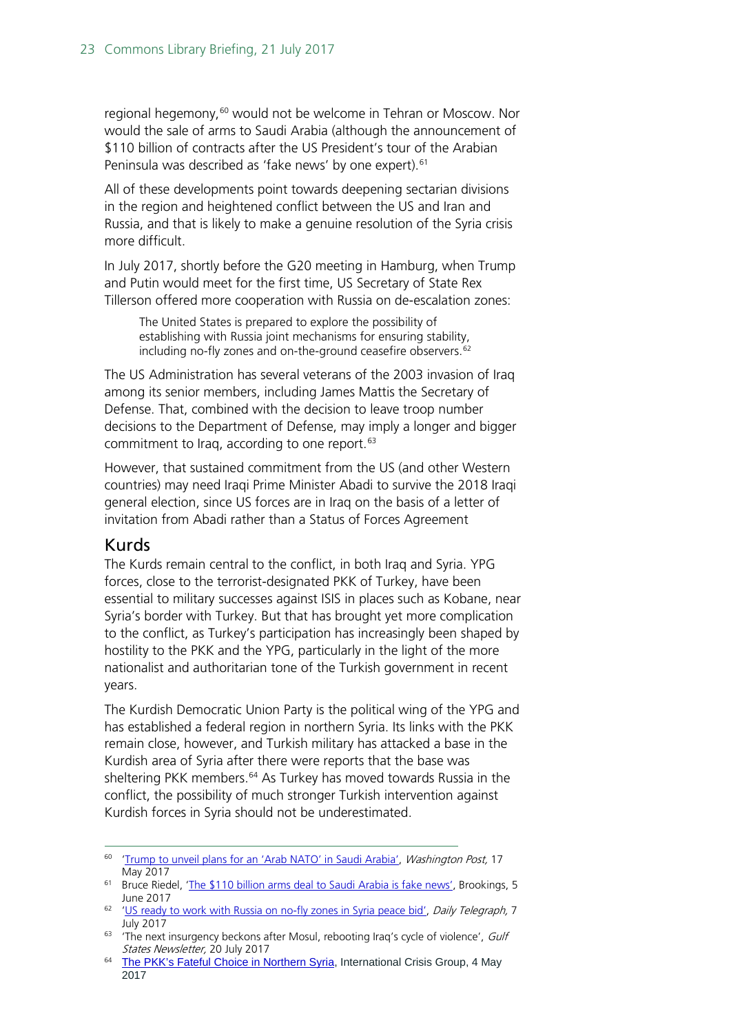regional hegemony,[60] would not be welcome in Tehran or Moscow. Nor would the sale of arms to Saudi Arabia (although the announcement of $110 billion of contracts after the US President's tour of the Arabian Peninsula was described as 'fake news' by one expert).[61]

All of these developments point towards deepening sectarian divisions in the region and heightened conflict between the US and Iran and Russia, and that is likely to make a genuine resolution of the Syria crisis more difficult.

In July 2017, shortly before the G20 meeting in Hamburg, when Trump and Putin would meet for the first time, US Secretary of State Rex Tillerson offered more cooperation with Russia on de-escalation zones:

> The United States is prepared to explore the possibility of establishing with Russia joint mechanisms for ensuring stability, including no-fly zones and on-the-ground ceasefire observers.[62]

The US Administration has several veterans of the 2003 invasion of Iraq among its senior members, including James Mattis the Secretary of Defense. That, combined with the decision to leave troop number decisions to the Department of Defense, may imply a longer and bigger commitment to Iraq, according to one report.[63]

However, that sustained commitment from the US (and other Western countries) may need Iraqi Prime Minister Abadi to survive the 2018 Iraqi general election, since US forces are in Iraq on the basis of a letter of invitation from Abadi rather than a Status of Forces Agreement

## Kurds

The Kurds remain central to the conflict, in both Iraq and Syria. YPG forces, close to the terrorist-designated PKK of Turkey, have been essential to military successes against ISIS in places such as Kobane, near Syria's border with Turkey. But that has brought yet more complication to the conflict, as Turkey's participation has increasingly been shaped by hostility to the PKK and the YPG, particularly in the light of the more nationalist and authoritarian tone of the Turkish government in recent years.

The Kurdish Democratic Union Party is the political wing of the YPG and has established a federal region in northern Syria. Its links with the PKK remain close, however, and Turkish military has attacked a base in the Kurdish area of Syria after there were reports that the base was sheltering PKK members.[64] As Turkey has moved towards Russia in the conflict, the possibility of much stronger Turkish intervention against Kurdish forces in Syria should not be underestimated.

---

[60] 'Trump to unveil plans for an 'Arab NATO' in Saudi Arabia', *Washington Post,* 17 May 2017

[61] Bruce Riedel, 'The $110 billion arms deal to Saudi Arabia is fake news', Brookings, 5 June 2017

[62] 'US ready to work with Russia on no-fly zones in Syria peace bid', *Daily Telegraph,* 7 July 2017

[63] 'The next insurgency beckons after Mosul, rebooting Iraq's cycle of violence', *Gulf States Newsletter,* 20 July 2017

[64] The PKK's Fateful Choice in Northern Syria, International Crisis Group, 4 May 2017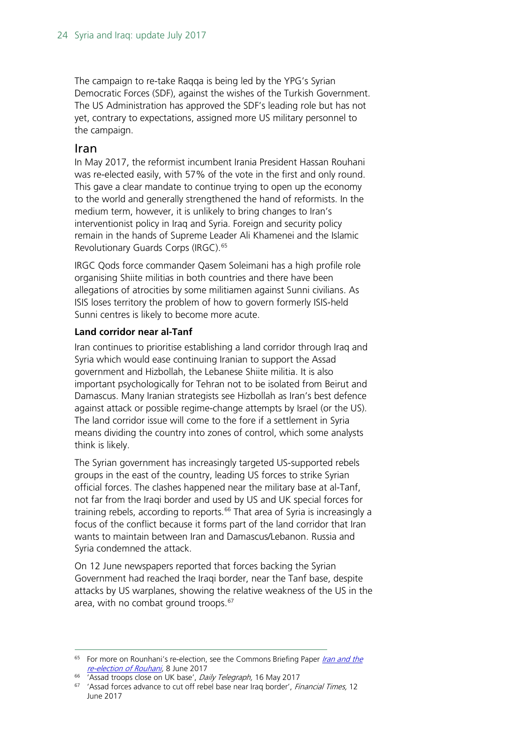The campaign to re-take Raqqa is being led by the YPG's Syrian Democratic Forces (SDF), against the wishes of the Turkish Government. The US Administration has approved the SDF's leading role but has not yet, contrary to expectations, assigned more US military personnel to the campaign.

## Iran

In May 2017, the reformist incumbent Irania President Hassan Rouhani was re-elected easily, with 57% of the vote in the first and only round. This gave a clear mandate to continue trying to open up the economy to the world and generally strengthened the hand of reformists. In the medium term, however, it is unlikely to bring changes to Iran's interventionist policy in Iraq and Syria. Foreign and security policy remain in the hands of Supreme Leader Ali Khamenei and the Islamic Revolutionary Guards Corps (IRGC).[65]

IRGC Qods force commander Qasem Soleimani has a high profile role organising Shiite militias in both countries and there have been allegations of atrocities by some militiamen against Sunni civilians. As ISIS loses territory the problem of how to govern formerly ISIS-held Sunni centres is likely to become more acute.

### Land corridor near al-Tanf

Iran continues to prioritise establishing a land corridor through Iraq and Syria which would ease continuing Iranian to support the Assad government and Hizbollah, the Lebanese Shiite militia. It is also important psychologically for Tehran not to be isolated from Beirut and Damascus. Many Iranian strategists see Hizbollah as Iran's best defence against attack or possible regime-change attempts by Israel (or the US). The land corridor issue will come to the fore if a settlement in Syria means dividing the country into zones of control, which some analysts think is likely.

The Syrian government has increasingly targeted US-supported rebels groups in the east of the country, leading US forces to strike Syrian official forces. The clashes happened near the military base at al-Tanf, not far from the Iraqi border and used by US and UK special forces for training rebels, according to reports.[66] That area of Syria is increasingly a focus of the conflict because it forms part of the land corridor that Iran wants to maintain between Iran and Damascus/Lebanon. Russia and Syria condemned the attack.

On 12 June newspapers reported that forces backing the Syrian Government had reached the Iraqi border, near the Tanf base, despite attacks by US warplanes, showing the relative weakness of the US in the area, with no combat ground troops.[67]

---

[65] For more on Rounhani's re-election, see the Commons Briefing Paper *Iran and the re-election of Rouhani*, 8 June 2017

[66] 'Assad troops close on UK base', *Daily Telegraph,* 16 May 2017

[67] 'Assad forces advance to cut off rebel base near Iraq border', *Financial Times,* 12 June 2017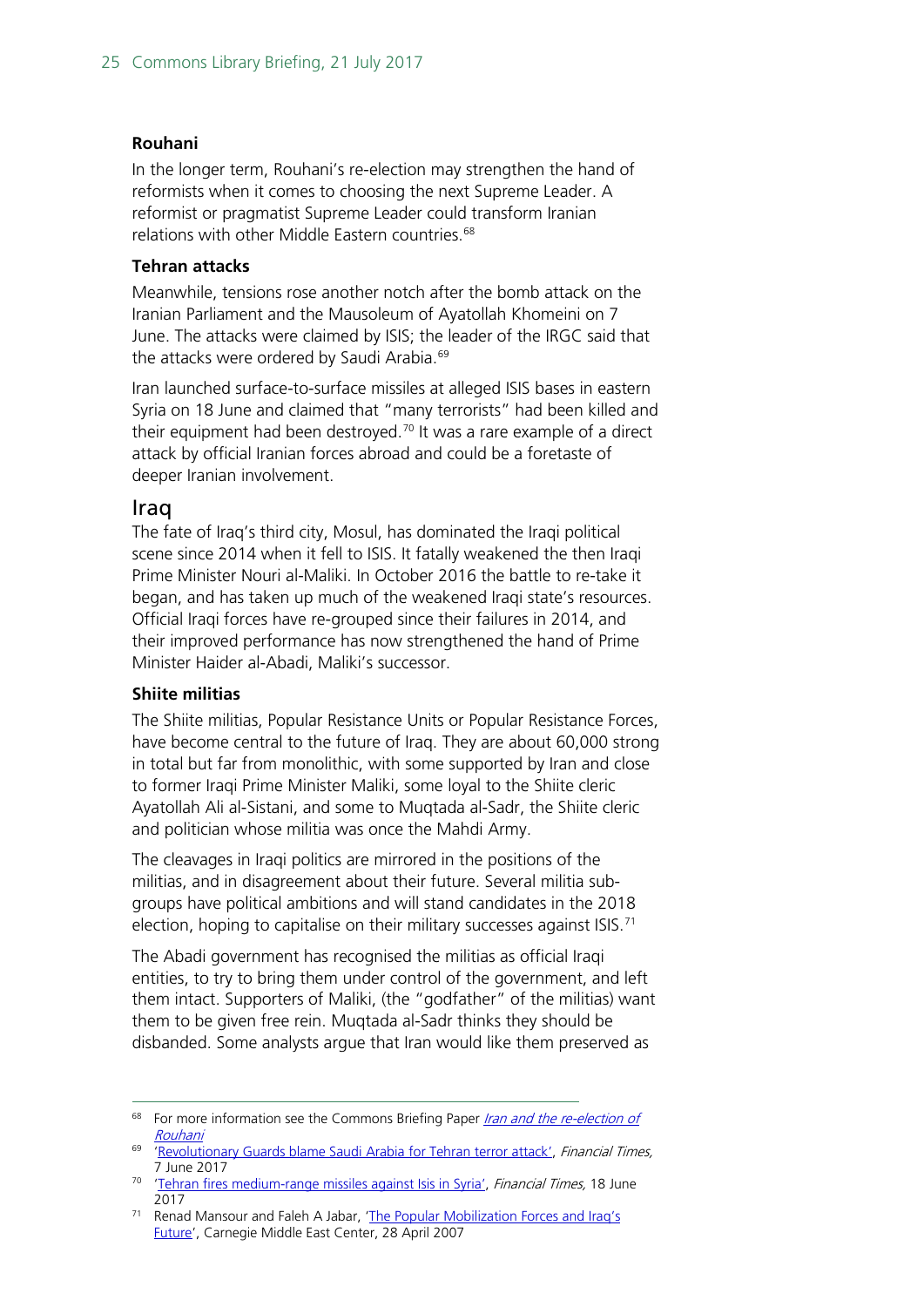**Rouhani**

In the longer term, Rouhani's re-election may strengthen the hand of reformists when it comes to choosing the next Supreme Leader. A reformist or pragmatist Supreme Leader could transform Iranian relations with other Middle Eastern countries.[68]

**Tehran attacks**

Meanwhile, tensions rose another notch after the bomb attack on the Iranian Parliament and the Mausoleum of Ayatollah Khomeini on 7 June. The attacks were claimed by ISIS; the leader of the IRGC said that the attacks were ordered by Saudi Arabia.[69]

Iran launched surface-to-surface missiles at alleged ISIS bases in eastern Syria on 18 June and claimed that "many terrorists" had been killed and their equipment had been destroyed.[70] It was a rare example of a direct attack by official Iranian forces abroad and could be a foretaste of deeper Iranian involvement.

## Iraq

The fate of Iraq's third city, Mosul, has dominated the Iraqi political scene since 2014 when it fell to ISIS. It fatally weakened the then Iraqi Prime Minister Nouri al-Maliki. In October 2016 the battle to re-take it began, and has taken up much of the weakened Iraqi state's resources. Official Iraqi forces have re-grouped since their failures in 2014, and their improved performance has now strengthened the hand of Prime Minister Haider al-Abadi, Maliki's successor.

**Shiite militias**

The Shiite militias, Popular Resistance Units or Popular Resistance Forces, have become central to the future of Iraq. They are about 60,000 strong in total but far from monolithic, with some supported by Iran and close to former Iraqi Prime Minister Maliki, some loyal to the Shiite cleric Ayatollah Ali al-Sistani, and some to Muqtada al-Sadr, the Shiite cleric and politician whose militia was once the Mahdi Army.

The cleavages in Iraqi politics are mirrored in the positions of the militias, and in disagreement about their future. Several militia sub-groups have political ambitions and will stand candidates in the 2018 election, hoping to capitalise on their military successes against ISIS.[71]

The Abadi government has recognised the militias as official Iraqi entities, to try to bring them under control of the government, and left them intact. Supporters of Maliki, (the "godfather" of the militias) want them to be given free rein. Muqtada al-Sadr thinks they should be disbanded. Some analysts argue that Iran would like them preserved as

---

[68] For more information see the Commons Briefing Paper *Iran and the re-election of Rouhani*

[69] 'Revolutionary Guards blame Saudi Arabia for Tehran terror attack', *Financial Times*, 7 June 2017

[70] 'Tehran fires medium-range missiles against Isis in Syria', *Financial Times*, 18 June 2017

[71] Renad Mansour and Faleh A Jabar, 'The Popular Mobilization Forces and Iraq's Future', Carnegie Middle East Center, 28 April 2007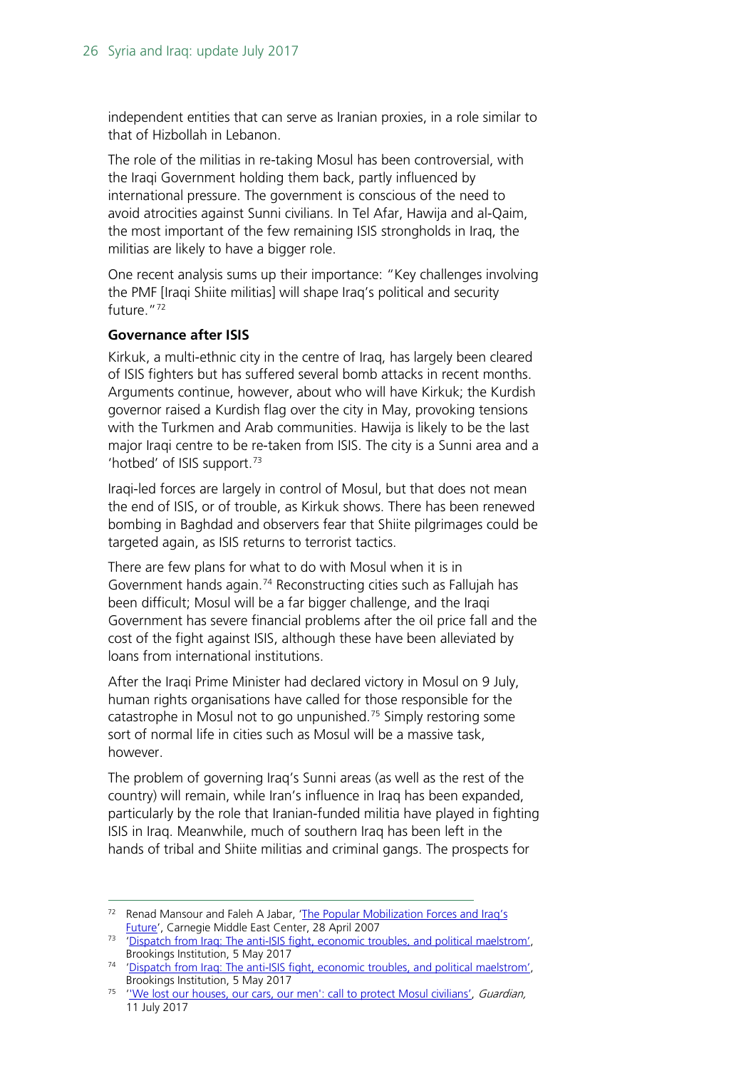independent entities that can serve as Iranian proxies, in a role similar to that of Hizbollah in Lebanon.

The role of the militias in re-taking Mosul has been controversial, with the Iraqi Government holding them back, partly influenced by international pressure. The government is conscious of the need to avoid atrocities against Sunni civilians. In Tel Afar, Hawija and al-Qaim, the most important of the few remaining ISIS strongholds in Iraq, the militias are likely to have a bigger role.

One recent analysis sums up their importance: "Key challenges involving the PMF [Iraqi Shiite militias] will shape Iraq's political and security future."[72]

**Governance after ISIS**

Kirkuk, a multi-ethnic city in the centre of Iraq, has largely been cleared of ISIS fighters but has suffered several bomb attacks in recent months. Arguments continue, however, about who will have Kirkuk; the Kurdish governor raised a Kurdish flag over the city in May, provoking tensions with the Turkmen and Arab communities. Hawija is likely to be the last major Iraqi centre to be re-taken from ISIS. The city is a Sunni area and a 'hotbed' of ISIS support.[73]

Iraqi-led forces are largely in control of Mosul, but that does not mean the end of ISIS, or of trouble, as Kirkuk shows. There has been renewed bombing in Baghdad and observers fear that Shiite pilgrimages could be targeted again, as ISIS returns to terrorist tactics.

There are few plans for what to do with Mosul when it is in Government hands again.[74] Reconstructing cities such as Fallujah has been difficult; Mosul will be a far bigger challenge, and the Iraqi Government has severe financial problems after the oil price fall and the cost of the fight against ISIS, although these have been alleviated by loans from international institutions.

After the Iraqi Prime Minister had declared victory in Mosul on 9 July, human rights organisations have called for those responsible for the catastrophe in Mosul not to go unpunished.[75] Simply restoring some sort of normal life in cities such as Mosul will be a massive task, however.

The problem of governing Iraq's Sunni areas (as well as the rest of the country) will remain, while Iran's influence in Iraq has been expanded, particularly by the role that Iranian-funded militia have played in fighting ISIS in Iraq. Meanwhile, much of southern Iraq has been left in the hands of tribal and Shiite militias and criminal gangs. The prospects for

---

[72] Renad Mansour and Faleh A Jabar, 'The Popular Mobilization Forces and Iraq's Future', Carnegie Middle East Center, 28 April 2007

[73] 'Dispatch from Iraq: The anti-ISIS fight, economic troubles, and political maelstrom', Brookings Institution, 5 May 2017

[74] 'Dispatch from Iraq: The anti-ISIS fight, economic troubles, and political maelstrom', Brookings Institution, 5 May 2017

[75] ''We lost our houses, our cars, our men': call to protect Mosul civilians', *Guardian*, 11 July 2017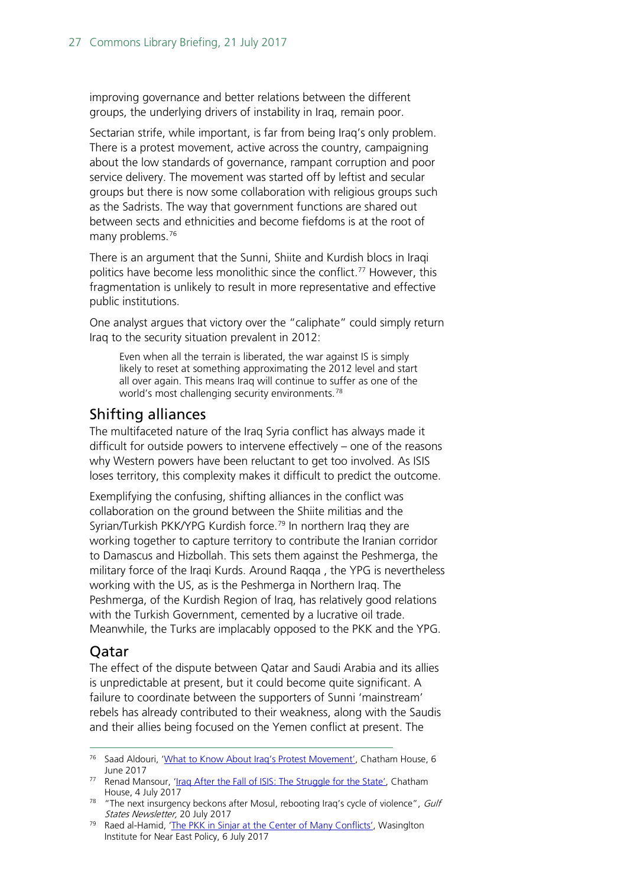improving governance and better relations between the different groups, the underlying drivers of instability in Iraq, remain poor.

Sectarian strife, while important, is far from being Iraq's only problem. There is a protest movement, active across the country, campaigning about the low standards of governance, rampant corruption and poor service delivery. The movement was started off by leftist and secular groups but there is now some collaboration with religious groups such as the Sadrists. The way that government functions are shared out between sects and ethnicities and become fiefdoms is at the root of many problems.[76]

There is an argument that the Sunni, Shiite and Kurdish blocs in Iraqi politics have become less monolithic since the conflict.[77] However, this fragmentation is unlikely to result in more representative and effective public institutions.

One analyst argues that victory over the "caliphate" could simply return Iraq to the security situation prevalent in 2012:

> Even when all the terrain is liberated, the war against IS is simply likely to reset at something approximating the 2012 level and start all over again. This means Iraq will continue to suffer as one of the world's most challenging security environments.[78]

## Shifting alliances

The multifaceted nature of the Iraq Syria conflict has always made it difficult for outside powers to intervene effectively – one of the reasons why Western powers have been reluctant to get too involved. As ISIS loses territory, this complexity makes it difficult to predict the outcome.

Exemplifying the confusing, shifting alliances in the conflict was collaboration on the ground between the Shiite militias and the Syrian/Turkish PKK/YPG Kurdish force.[79] In northern Iraq they are working together to capture territory to contribute the Iranian corridor to Damascus and Hizbollah. This sets them against the Peshmerga, the military force of the Iraqi Kurds. Around Raqqa , the YPG is nevertheless working with the US, as is the Peshmerga in Northern Iraq. The Peshmerga, of the Kurdish Region of Iraq, has relatively good relations with the Turkish Government, cemented by a lucrative oil trade. Meanwhile, the Turks are implacably opposed to the PKK and the YPG.

## Qatar

The effect of the dispute between Qatar and Saudi Arabia and its allies is unpredictable at present, but it could become quite significant. A failure to coordinate between the supporters of Sunni 'mainstream' rebels has already contributed to their weakness, along with the Saudis and their allies being focused on the Yemen conflict at present. The

---

[76] Saad Aldouri, 'What to Know About Iraq's Protest Movement', Chatham House, 6 June 2017

[77] Renad Mansour, 'Iraq After the Fall of ISIS: The Struggle for the State', Chatham House, 4 July 2017

[78] "The next insurgency beckons after Mosul, rebooting Iraq's cycle of violence", *Gulf States Newsletter,* 20 July 2017

[79] Raed al-Hamid, 'The PKK in Sinjar at the Center of Many Conflicts', Wasinglton Institute for Near East Policy, 6 July 2017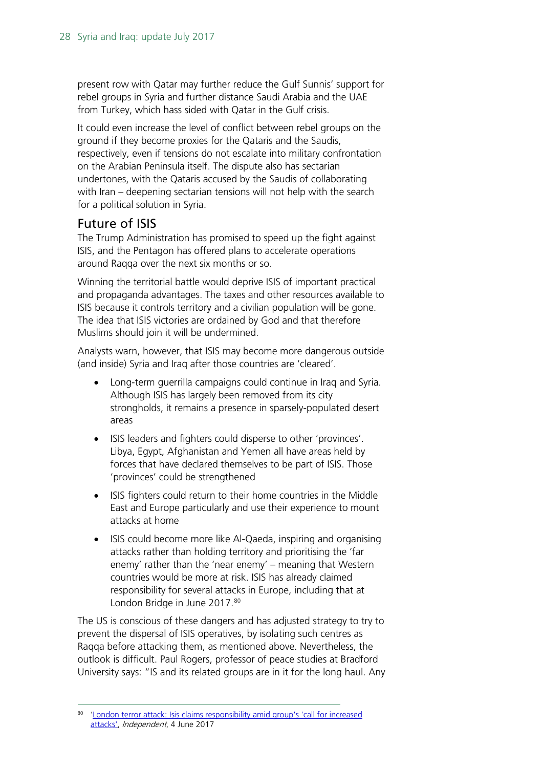present row with Qatar may further reduce the Gulf Sunnis' support for rebel groups in Syria and further distance Saudi Arabia and the UAE from Turkey, which hass sided with Qatar in the Gulf crisis.

It could even increase the level of conflict between rebel groups on the ground if they become proxies for the Qataris and the Saudis, respectively, even if tensions do not escalate into military confrontation on the Arabian Peninsula itself. The dispute also has sectarian undertones, with the Qataris accused by the Saudis of collaborating with Iran – deepening sectarian tensions will not help with the search for a political solution in Syria.

## Future of ISIS

The Trump Administration has promised to speed up the fight against ISIS, and the Pentagon has offered plans to accelerate operations around Raqqa over the next six months or so.

Winning the territorial battle would deprive ISIS of important practical and propaganda advantages. The taxes and other resources available to ISIS because it controls territory and a civilian population will be gone. The idea that ISIS victories are ordained by God and that therefore Muslims should join it will be undermined.

Analysts warn, however, that ISIS may become more dangerous outside (and inside) Syria and Iraq after those countries are 'cleared'.

- Long-term guerrilla campaigns could continue in Iraq and Syria. Although ISIS has largely been removed from its city strongholds, it remains a presence in sparsely-populated desert areas
- ISIS leaders and fighters could disperse to other 'provinces'. Libya, Egypt, Afghanistan and Yemen all have areas held by forces that have declared themselves to be part of ISIS. Those 'provinces' could be strengthened
- ISIS fighters could return to their home countries in the Middle East and Europe particularly and use their experience to mount attacks at home
- ISIS could become more like Al-Qaeda, inspiring and organising attacks rather than holding territory and prioritising the 'far enemy' rather than the 'near enemy' – meaning that Western countries would be more at risk. ISIS has already claimed responsibility for several attacks in Europe, including that at London Bridge in June 2017.[80]

The US is conscious of these dangers and has adjusted strategy to try to prevent the dispersal of ISIS operatives, by isolating such centres as Raqqa before attacking them, as mentioned above. Nevertheless, the outlook is difficult. Paul Rogers, professor of peace studies at Bradford University says: "IS and its related groups are in it for the long haul. Any

---

[80] 'London terror attack: Isis claims responsibility amid group's 'call for increased attacks'', *Independent*, 4 June 2017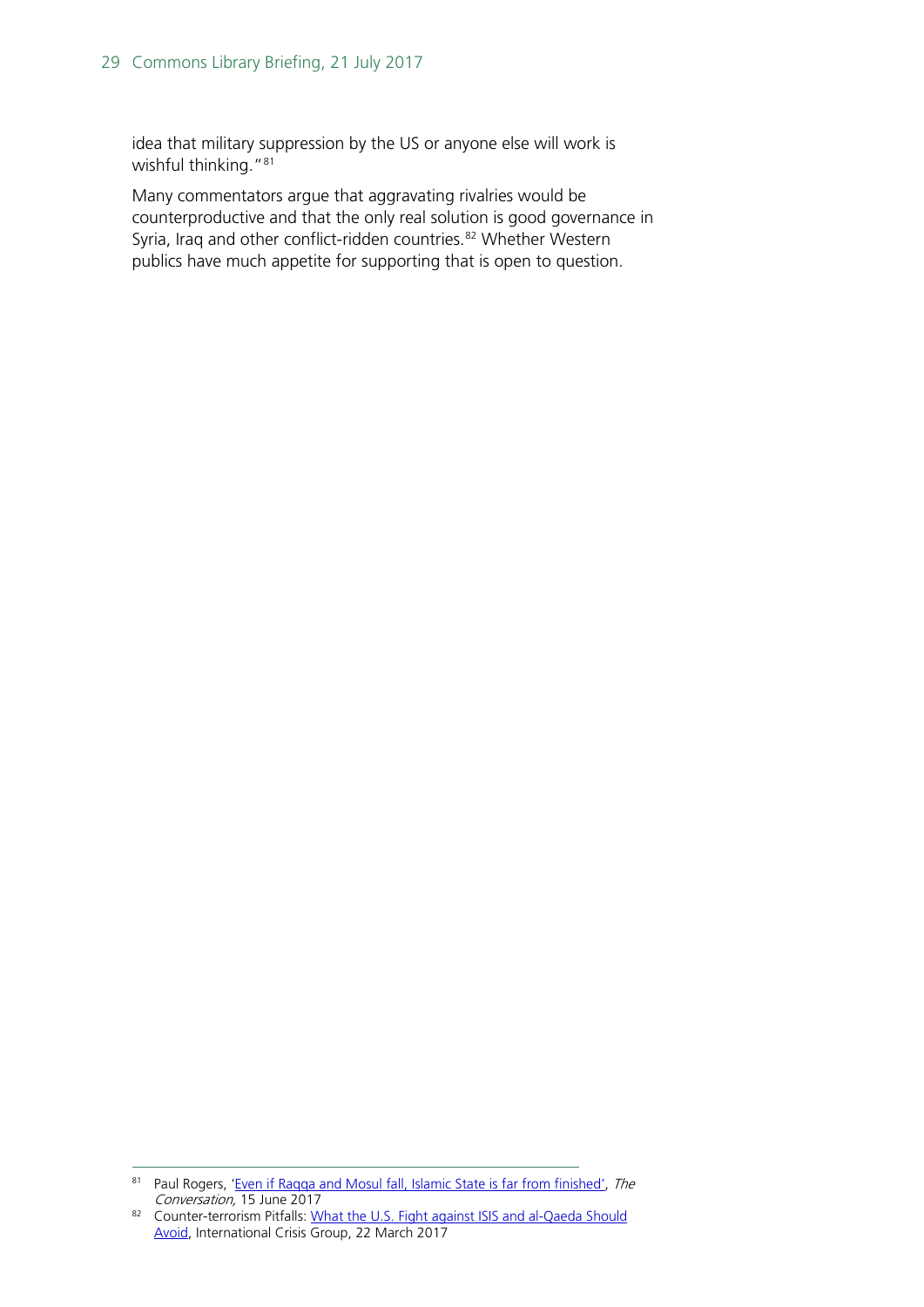idea that military suppression by the US or anyone else will work is wishful thinking."[81]

Many commentators argue that aggravating rivalries would be counterproductive and that the only real solution is good governance in Syria, Iraq and other conflict-ridden countries.[82] Whether Western publics have much appetite for supporting that is open to question.

---

[81] Paul Rogers, 'Even if Raqqa and Mosul fall, Islamic State is far from finished', *The Conversation,* 15 June 2017

[82] Counter-terrorism Pitfalls: What the U.S. Fight against ISIS and al-Qaeda Should Avoid, International Crisis Group, 22 March 2017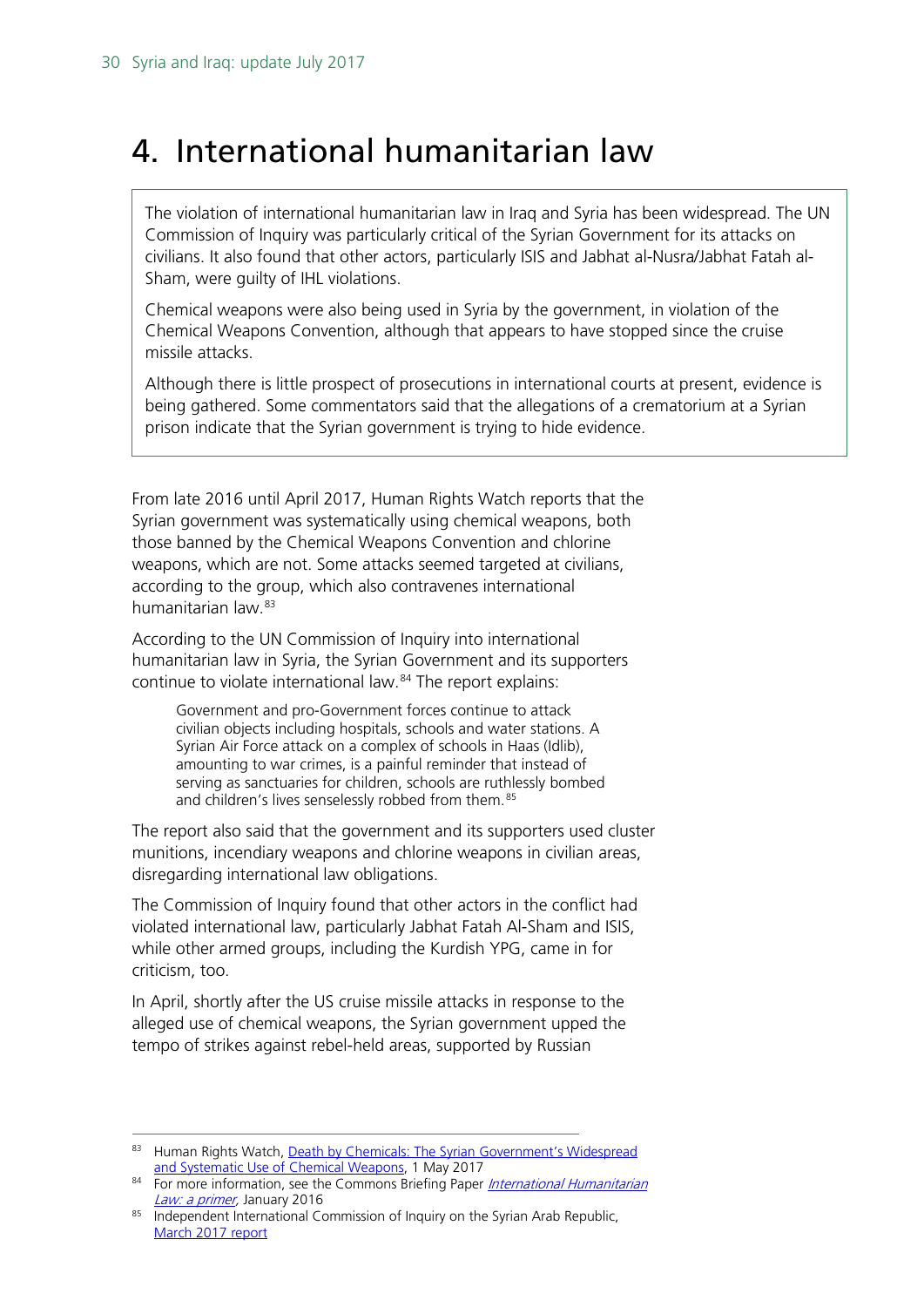# 4. International humanitarian law

> The violation of international humanitarian law in Iraq and Syria has been widespread. The UN Commission of Inquiry was particularly critical of the Syrian Government for its attacks on civilians. It also found that other actors, particularly ISIS and Jabhat al-Nusra/Jabhat Fatah al-Sham, were guilty of IHL violations.
>
> Chemical weapons were also being used in Syria by the government, in violation of the Chemical Weapons Convention, although that appears to have stopped since the cruise missile attacks.
>
> Although there is little prospect of prosecutions in international courts at present, evidence is being gathered. Some commentators said that the allegations of a crematorium at a Syrian prison indicate that the Syrian government is trying to hide evidence.

From late 2016 until April 2017, Human Rights Watch reports that the Syrian government was systematically using chemical weapons, both those banned by the Chemical Weapons Convention and chlorine weapons, which are not. Some attacks seemed targeted at civilians, according to the group, which also contravenes international humanitarian law.[83]

According to the UN Commission of Inquiry into international humanitarian law in Syria, the Syrian Government and its supporters continue to violate international law.[84] The report explains:

> Government and pro-Government forces continue to attack civilian objects including hospitals, schools and water stations. A Syrian Air Force attack on a complex of schools in Haas (Idlib), amounting to war crimes, is a painful reminder that instead of serving as sanctuaries for children, schools are ruthlessly bombed and children's lives senselessly robbed from them.[85]

The report also said that the government and its supporters used cluster munitions, incendiary weapons and chlorine weapons in civilian areas, disregarding international law obligations.

The Commission of Inquiry found that other actors in the conflict had violated international law, particularly Jabhat Fatah Al-Sham and ISIS, while other armed groups, including the Kurdish YPG, came in for criticism, too.

In April, shortly after the US cruise missile attacks in response to the alleged use of chemical weapons, the Syrian government upped the tempo of strikes against rebel-held areas, supported by Russian

---

[83] Human Rights Watch, Death by Chemicals: The Syrian Government's Widespread and Systematic Use of Chemical Weapons, 1 May 2017

[84] For more information, see the Commons Briefing Paper *International Humanitarian Law: a primer*, January 2016

[85] Independent International Commission of Inquiry on the Syrian Arab Republic, March 2017 report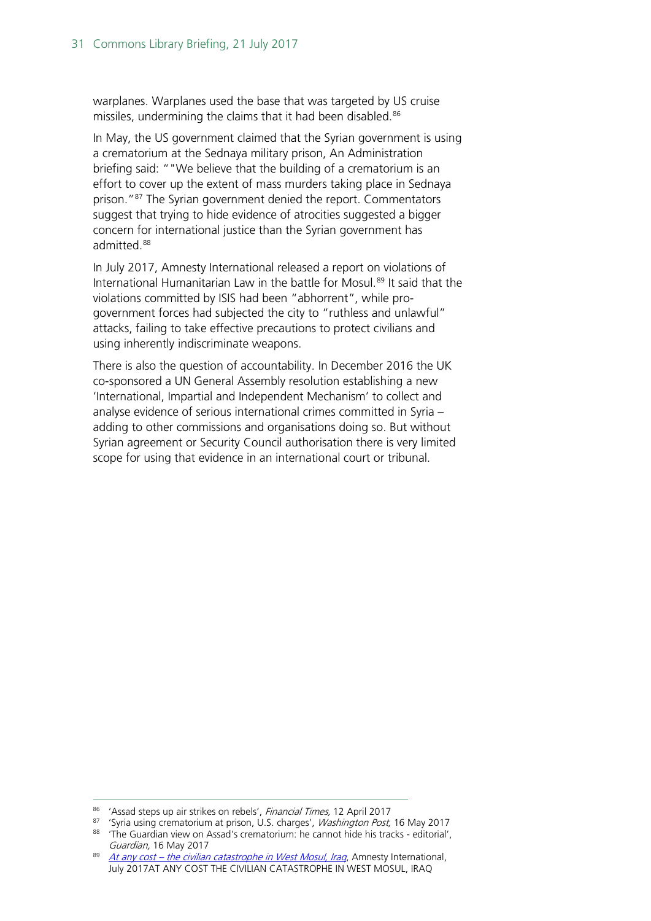warplanes. Warplanes used the base that was targeted by US cruise missiles, undermining the claims that it had been disabled.[86]

In May, the US government claimed that the Syrian government is using a crematorium at the Sednaya military prison, An Administration briefing said: ""We believe that the building of a crematorium is an effort to cover up the extent of mass murders taking place in Sednaya prison."[87] The Syrian government denied the report. Commentators suggest that trying to hide evidence of atrocities suggested a bigger concern for international justice than the Syrian government has admitted.[88]

In July 2017, Amnesty International released a report on violations of International Humanitarian Law in the battle for Mosul.[89] It said that the violations committed by ISIS had been "abhorrent", while pro-government forces had subjected the city to "ruthless and unlawful" attacks, failing to take effective precautions to protect civilians and using inherently indiscriminate weapons.

There is also the question of accountability. In December 2016 the UK co-sponsored a UN General Assembly resolution establishing a new 'International, Impartial and Independent Mechanism' to collect and analyse evidence of serious international crimes committed in Syria – adding to other commissions and organisations doing so. But without Syrian agreement or Security Council authorisation there is very limited scope for using that evidence in an international court or tribunal.

---

[86] 'Assad steps up air strikes on rebels', *Financial Times,* 12 April 2017

[87] 'Syria using crematorium at prison, U.S. charges', *Washington Post,* 16 May 2017

[88] 'The Guardian view on Assad's crematorium: he cannot hide his tracks - editorial', *Guardian,* 16 May 2017

[89] *At any cost – the civilian catastrophe in West Mosul, Iraq*, Amnesty International, July 2017AT ANY COST THE CIVILIAN CATASTROPHE IN WEST MOSUL, IRAQ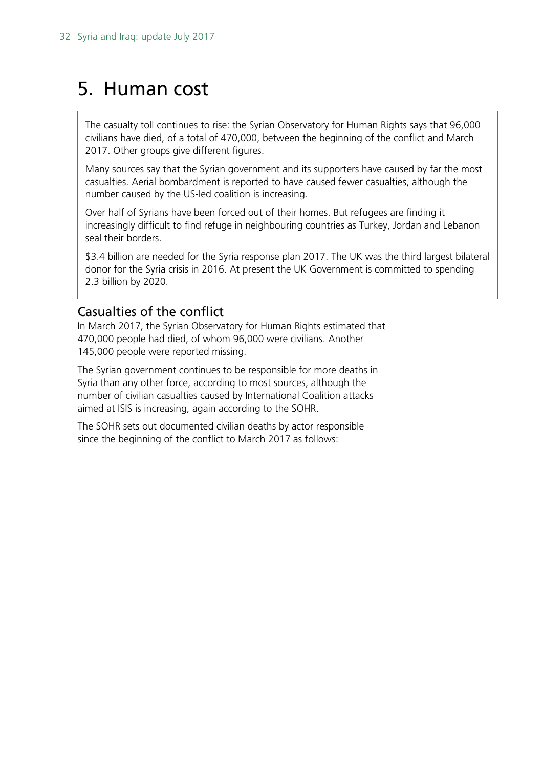# 5. Human cost

The casualty toll continues to rise: the Syrian Observatory for Human Rights says that 96,000 civilians have died, of a total of 470,000, between the beginning of the conflict and March 2017. Other groups give different figures.

Many sources say that the Syrian government and its supporters have caused by far the most casualties. Aerial bombardment is reported to have caused fewer casualties, although the number caused by the US-led coalition is increasing.

Over half of Syrians have been forced out of their homes. But refugees are finding it increasingly difficult to find refuge in neighbouring countries as Turkey, Jordan and Lebanon seal their borders.

$3.4 billion are needed for the Syria response plan 2017. The UK was the third largest bilateral donor for the Syria crisis in 2016. At present the UK Government is committed to spending 2.3 billion by 2020.

## Casualties of the conflict

In March 2017, the Syrian Observatory for Human Rights estimated that 470,000 people had died, of whom 96,000 were civilians. Another 145,000 people were reported missing.

The Syrian government continues to be responsible for more deaths in Syria than any other force, according to most sources, although the number of civilian casualties caused by International Coalition attacks aimed at ISIS is increasing, again according to the SOHR.

The SOHR sets out documented civilian deaths by actor responsible since the beginning of the conflict to March 2017 as follows: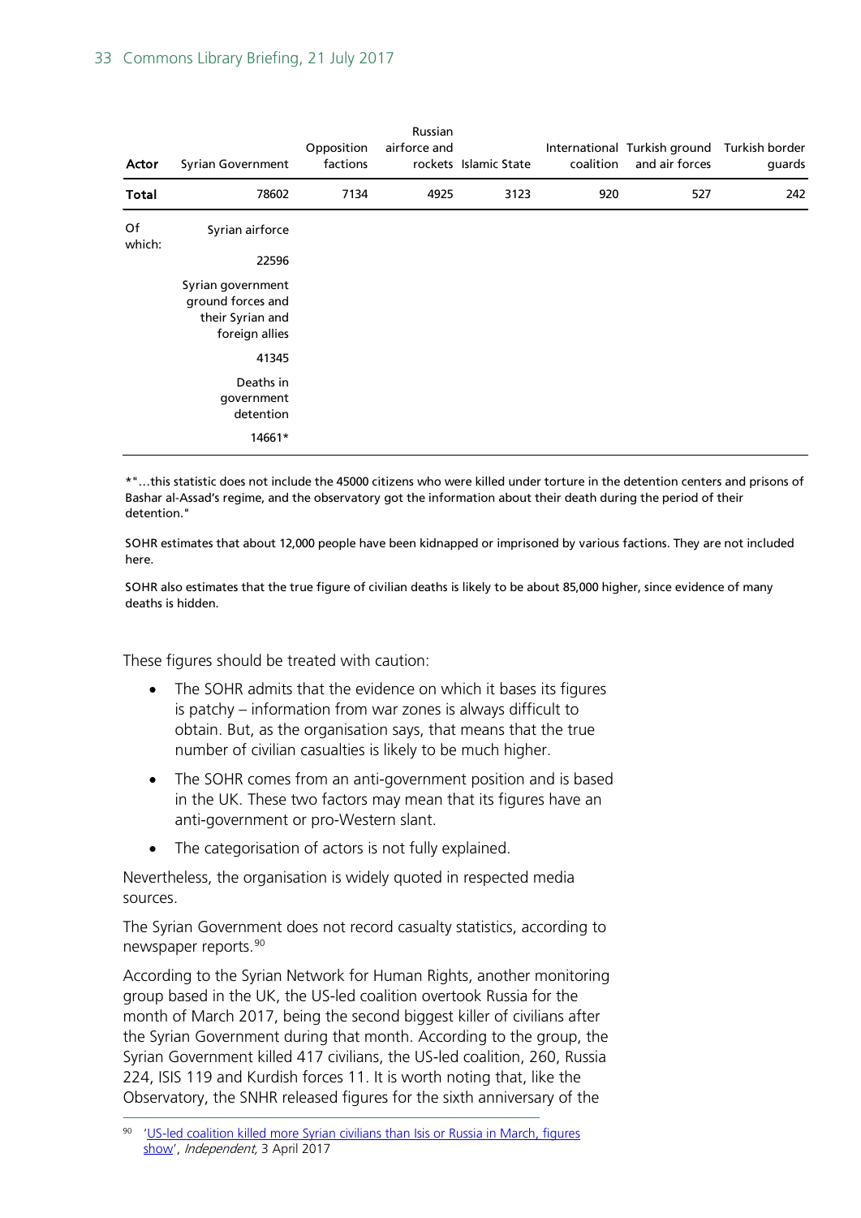| Actor | Syrian Government | Opposition factions | Russian airforce and rockets | Islamic State | International coalition | Turkish ground and air forces | Turkish border guards |
|---|---|---|---|---|---|---|---|
| **Total** | 78602 | 7134 | 4925 | 3123 | 920 | 527 | 242 |
| Of which: | Syrian airforce | | | | | | |
| | 22596 | | | | | | |
| | Syrian government ground forces and their Syrian and foreign allies | | | | | | |
| | 41345 | | | | | | |
| | Deaths in government detention | | | | | | |
| | 14661* | | | | | | |

*"…this statistic does not include the 45000 citizens who were killed under torture in the detention centers and prisons of Bashar al-Assad's regime, and the observatory got the information about their death during the period of their detention."

SOHR estimates that about 12,000 people have been kidnapped or imprisoned by various factions. They are not included here.

SOHR also estimates that the true figure of civilian deaths is likely to be about 85,000 higher, since evidence of many deaths is hidden.

These figures should be treated with caution:

- The SOHR admits that the evidence on which it bases its figures is patchy – information from war zones is always difficult to obtain. But, as the organisation says, that means that the true number of civilian casualties is likely to be much higher.
- The SOHR comes from an anti-government position and is based in the UK. These two factors may mean that its figures have an anti-government or pro-Western slant.
- The categorisation of actors is not fully explained.

Nevertheless, the organisation is widely quoted in respected media sources.

The Syrian Government does not record casualty statistics, according to newspaper reports.[90]

According to the Syrian Network for Human Rights, another monitoring group based in the UK, the US-led coalition overtook Russia for the month of March 2017, being the second biggest killer of civilians after the Syrian Government during that month. According to the group, the Syrian Government killed 417 civilians, the US-led coalition, 260, Russia 224, ISIS 119 and Kurdish forces 11. It is worth noting that, like the Observatory, the SNHR released figures for the sixth anniversary of the

[90] 'US-led coalition killed more Syrian civilians than Isis or Russia in March, figures show', *Independent,* 3 April 2017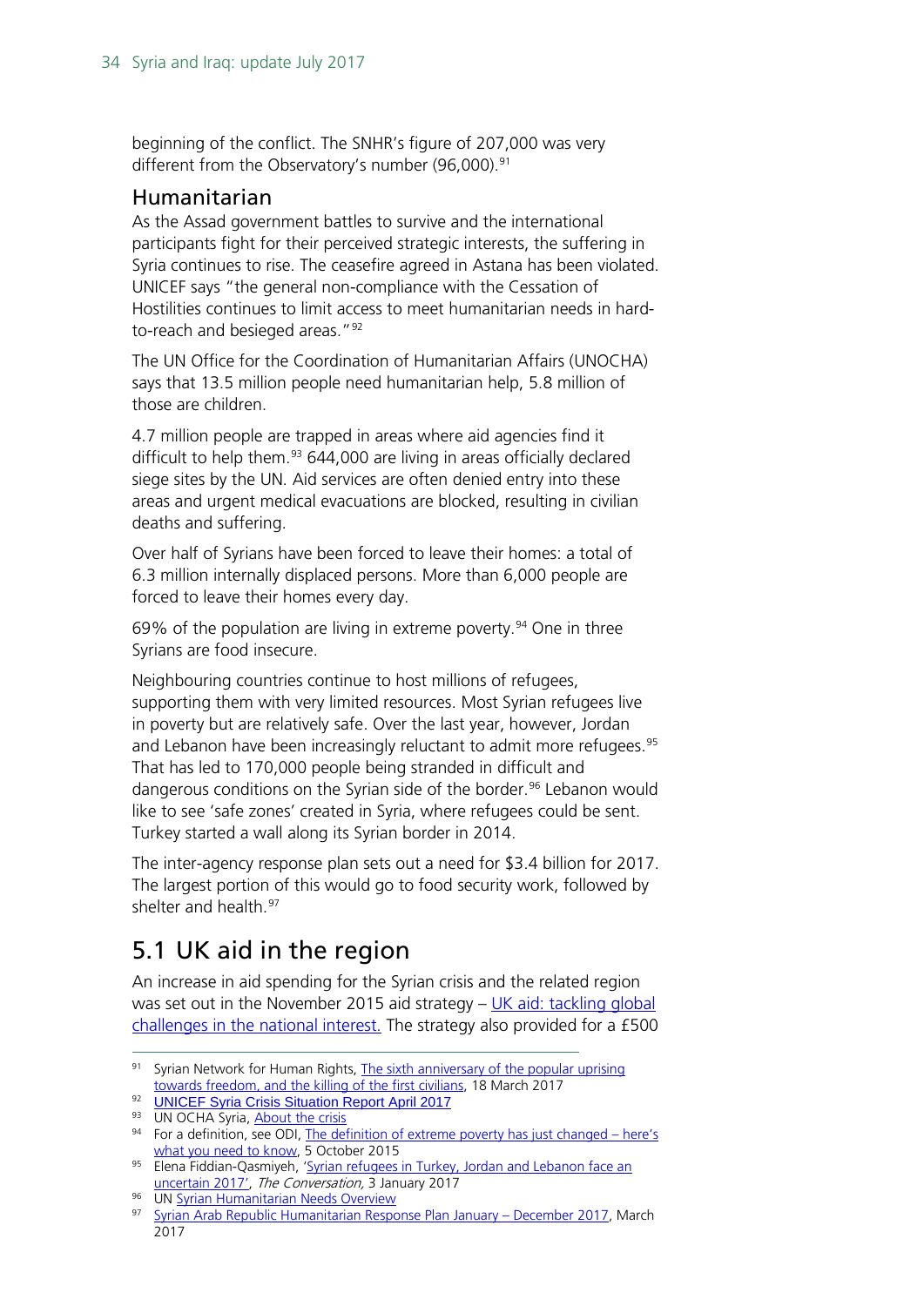beginning of the conflict. The SNHR's figure of 207,000 was very different from the Observatory's number (96,000).[91]

### Humanitarian

As the Assad government battles to survive and the international participants fight for their perceived strategic interests, the suffering in Syria continues to rise. The ceasefire agreed in Astana has been violated. UNICEF says "the general non-compliance with the Cessation of Hostilities continues to limit access to meet humanitarian needs in hard-to-reach and besieged areas."[92]

The UN Office for the Coordination of Humanitarian Affairs (UNOCHA) says that 13.5 million people need humanitarian help, 5.8 million of those are children.

4.7 million people are trapped in areas where aid agencies find it difficult to help them.[93] 644,000 are living in areas officially declared siege sites by the UN. Aid services are often denied entry into these areas and urgent medical evacuations are blocked, resulting in civilian deaths and suffering.

Over half of Syrians have been forced to leave their homes: a total of 6.3 million internally displaced persons. More than 6,000 people are forced to leave their homes every day.

69% of the population are living in extreme poverty.[94] One in three Syrians are food insecure.

Neighbouring countries continue to host millions of refugees, supporting them with very limited resources. Most Syrian refugees live in poverty but are relatively safe. Over the last year, however, Jordan and Lebanon have been increasingly reluctant to admit more refugees.[95] That has led to 170,000 people being stranded in difficult and dangerous conditions on the Syrian side of the border.[96] Lebanon would like to see 'safe zones' created in Syria, where refugees could be sent. Turkey started a wall along its Syrian border in 2014.

The inter-agency response plan sets out a need for $3.4 billion for 2017. The largest portion of this would go to food security work, followed by shelter and health.[97]

## 5.1 UK aid in the region

An increase in aid spending for the Syrian crisis and the related region was set out in the November 2015 aid strategy – [UK aid: tackling global challenges in the national interest.](#) The strategy also provided for a £500

---

[91] Syrian Network for Human Rights, [The sixth anniversary of the popular uprising towards freedom, and the killing of the first civilians](#), 18 March 2017

[92] [UNICEF Syria Crisis Situation Report April 2017](#)

[93] UN OCHA Syria, [About the crisis](#)

[94] For a definition, see ODI, [The definition of extreme poverty has just changed – here's what you need to know](#), 5 October 2015

[95] Elena Fiddian-Qasmiyeh, '[Syrian refugees in Turkey, Jordan and Lebanon face an uncertain 2017](#)', *The Conversation,* 3 January 2017

[96] UN [Syrian Humanitarian Needs Overview](#)

[97] [Syrian Arab Republic Humanitarian Response Plan January – December 2017](#), March 2017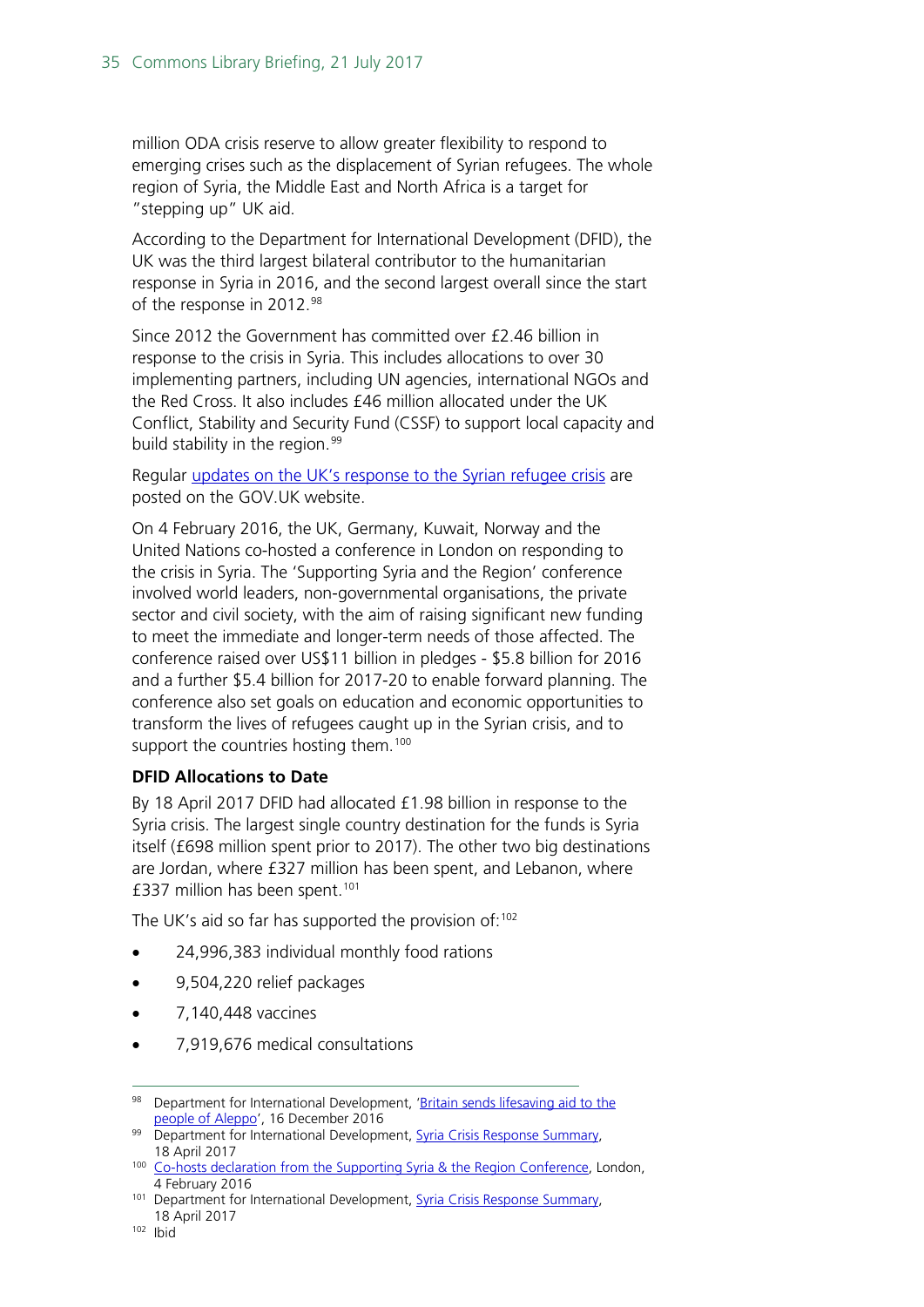million ODA crisis reserve to allow greater flexibility to respond to emerging crises such as the displacement of Syrian refugees. The whole region of Syria, the Middle East and North Africa is a target for "stepping up" UK aid.

According to the Department for International Development (DFID), the UK was the third largest bilateral contributor to the humanitarian response in Syria in 2016, and the second largest overall since the start of the response in 2012.[98]

Since 2012 the Government has committed over £2.46 billion in response to the crisis in Syria. This includes allocations to over 30 implementing partners, including UN agencies, international NGOs and the Red Cross. It also includes £46 million allocated under the UK Conflict, Stability and Security Fund (CSSF) to support local capacity and build stability in the region.[99]

Regular updates on the UK's response to the Syrian refugee crisis are posted on the GOV.UK website.

On 4 February 2016, the UK, Germany, Kuwait, Norway and the United Nations co-hosted a conference in London on responding to the crisis in Syria. The 'Supporting Syria and the Region' conference involved world leaders, non-governmental organisations, the private sector and civil society, with the aim of raising significant new funding to meet the immediate and longer-term needs of those affected. The conference raised over US$11 billion in pledges - $5.8 billion for 2016 and a further $5.4 billion for 2017-20 to enable forward planning. The conference also set goals on education and economic opportunities to transform the lives of refugees caught up in the Syrian crisis, and to support the countries hosting them.[100]

**DFID Allocations to Date**

By 18 April 2017 DFID had allocated £1.98 billion in response to the Syria crisis. The largest single country destination for the funds is Syria itself (£698 million spent prior to 2017). The other two big destinations are Jordan, where £327 million has been spent, and Lebanon, where £337 million has been spent.[101]

The UK's aid so far has supported the provision of:[102]

- 24,996,383 individual monthly food rations
- 9,504,220 relief packages
- 7,140,448 vaccines
- 7,919,676 medical consultations

---

[98] Department for International Development, 'Britain sends lifesaving aid to the people of Aleppo', 16 December 2016

[99] Department for International Development, Syria Crisis Response Summary, 18 April 2017

[100] Co-hosts declaration from the Supporting Syria & the Region Conference, London, 4 February 2016

[101] Department for International Development, Syria Crisis Response Summary, 18 April 2017

[102] Ibid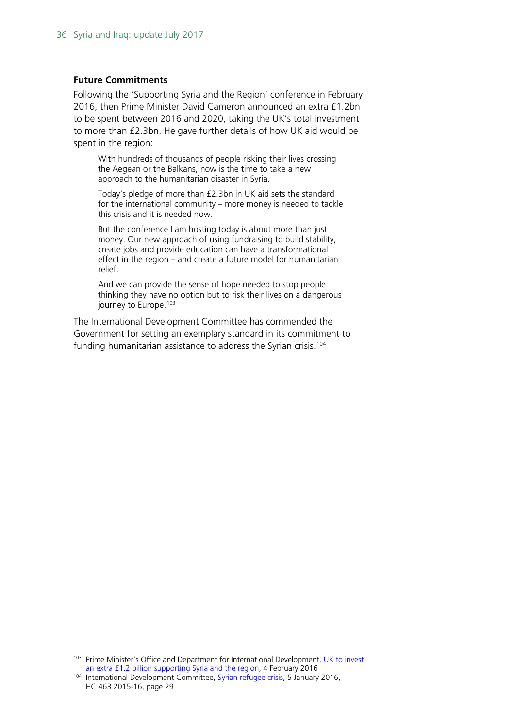### Future Commitments

Following the 'Supporting Syria and the Region' conference in February 2016, then Prime Minister David Cameron announced an extra £1.2bn to be spent between 2016 and 2020, taking the UK's total investment to more than £2.3bn. He gave further details of how UK aid would be spent in the region:

> With hundreds of thousands of people risking their lives crossing the Aegean or the Balkans, now is the time to take a new approach to the humanitarian disaster in Syria.
>
> Today's pledge of more than £2.3bn in UK aid sets the standard for the international community – more money is needed to tackle this crisis and it is needed now.
>
> But the conference I am hosting today is about more than just money. Our new approach of using fundraising to build stability, create jobs and provide education can have a transformational effect in the region – and create a future model for humanitarian relief.
>
> And we can provide the sense of hope needed to stop people thinking they have no option but to risk their lives on a dangerous journey to Europe.[103]

The International Development Committee has commended the Government for setting an exemplary standard in its commitment to funding humanitarian assistance to address the Syrian crisis.[104]

---

[103] Prime Minister's Office and Department for International Development, UK to invest an extra £1.2 billion supporting Syria and the region, 4 February 2016

[104] International Development Committee, Syrian refugee crisis, 5 January 2016, HC 463 2015-16, page 29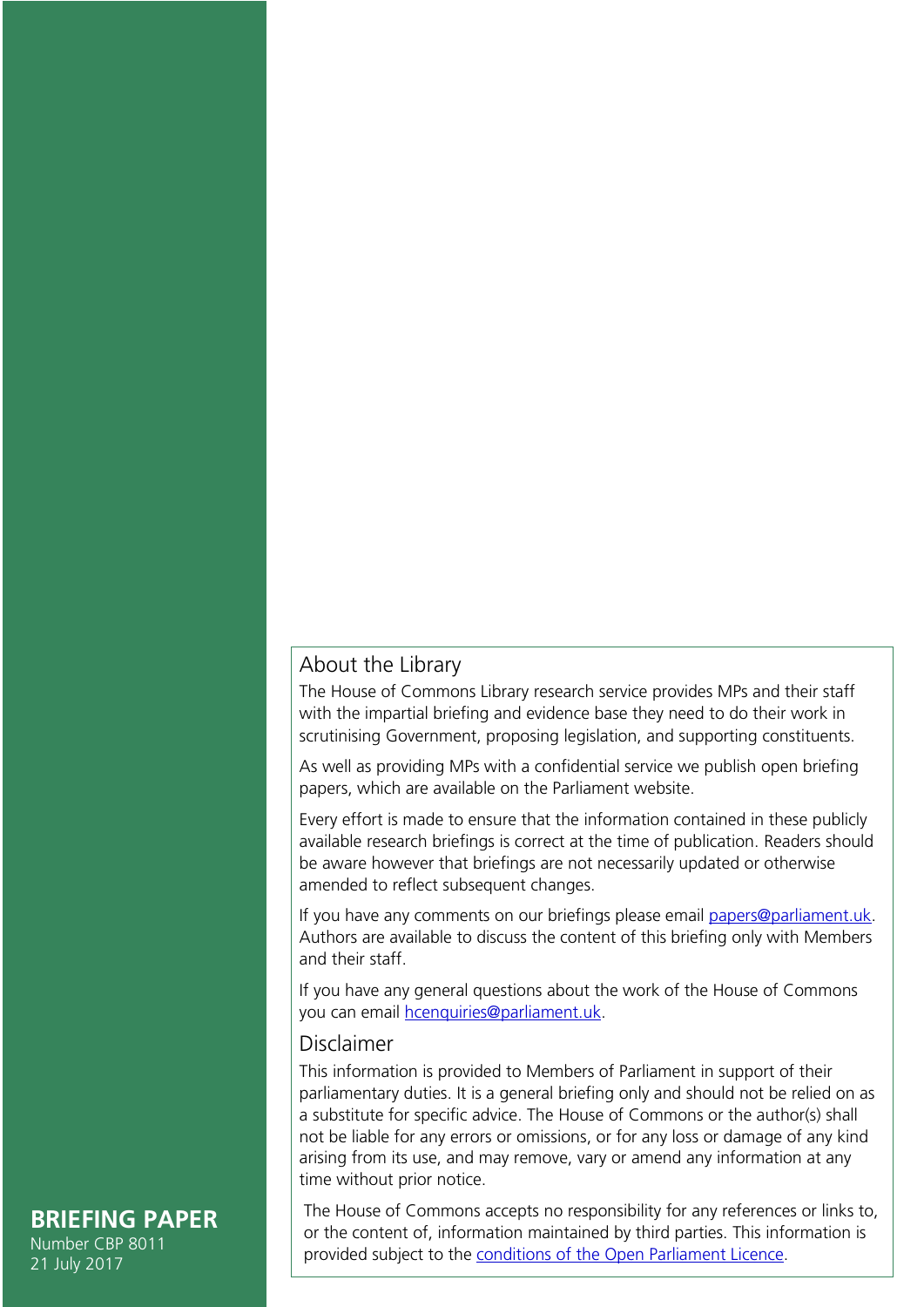## About the Library

The House of Commons Library research service provides MPs and their staff with the impartial briefing and evidence base they need to do their work in scrutinising Government, proposing legislation, and supporting constituents.

As well as providing MPs with a confidential service we publish open briefing papers, which are available on the Parliament website.

Every effort is made to ensure that the information contained in these publicly available research briefings is correct at the time of publication. Readers should be aware however that briefings are not necessarily updated or otherwise amended to reflect subsequent changes.

If you have any comments on our briefings please email [papers@parliament.uk](mailto:papers@parliament.uk). Authors are available to discuss the content of this briefing only with Members and their staff.

If you have any general questions about the work of the House of Commons you can email [hcenquiries@parliament.uk](mailto:hcenquiries@parliament.uk).

## Disclaimer

This information is provided to Members of Parliament in support of their parliamentary duties. It is a general briefing only and should not be relied on as a substitute for specific advice. The House of Commons or the author(s) shall not be liable for any errors or omissions, or for any loss or damage of any kind arising from its use, and may remove, vary or amend any information at any time without prior notice.

The House of Commons accepts no responsibility for any references or links to, or the content of, information maintained by third parties. This information is provided subject to the conditions of the Open Parliament Licence.

**BRIEFING PAPER**
Number CBP 8011
21 July 2017